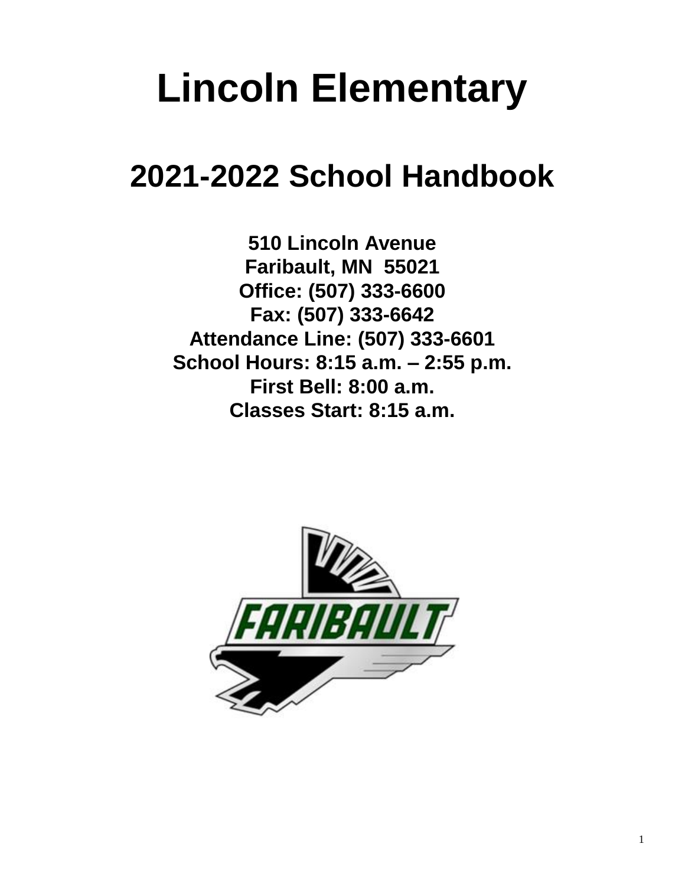# Lincoln Elementary

## 2021-2022 School Handbook

**510 Lincoln Avenue**
**Faribault, MN 55021**
**Office: (507) 333-6600**
**Fax: (507) 333-6642**
**Attendance Line: (507) 333-6601**
**School Hours: 8:15 a.m. – 2:55 p.m.**
**First Bell: 8:00 a.m.**
**Classes Start: 8:15 a.m.**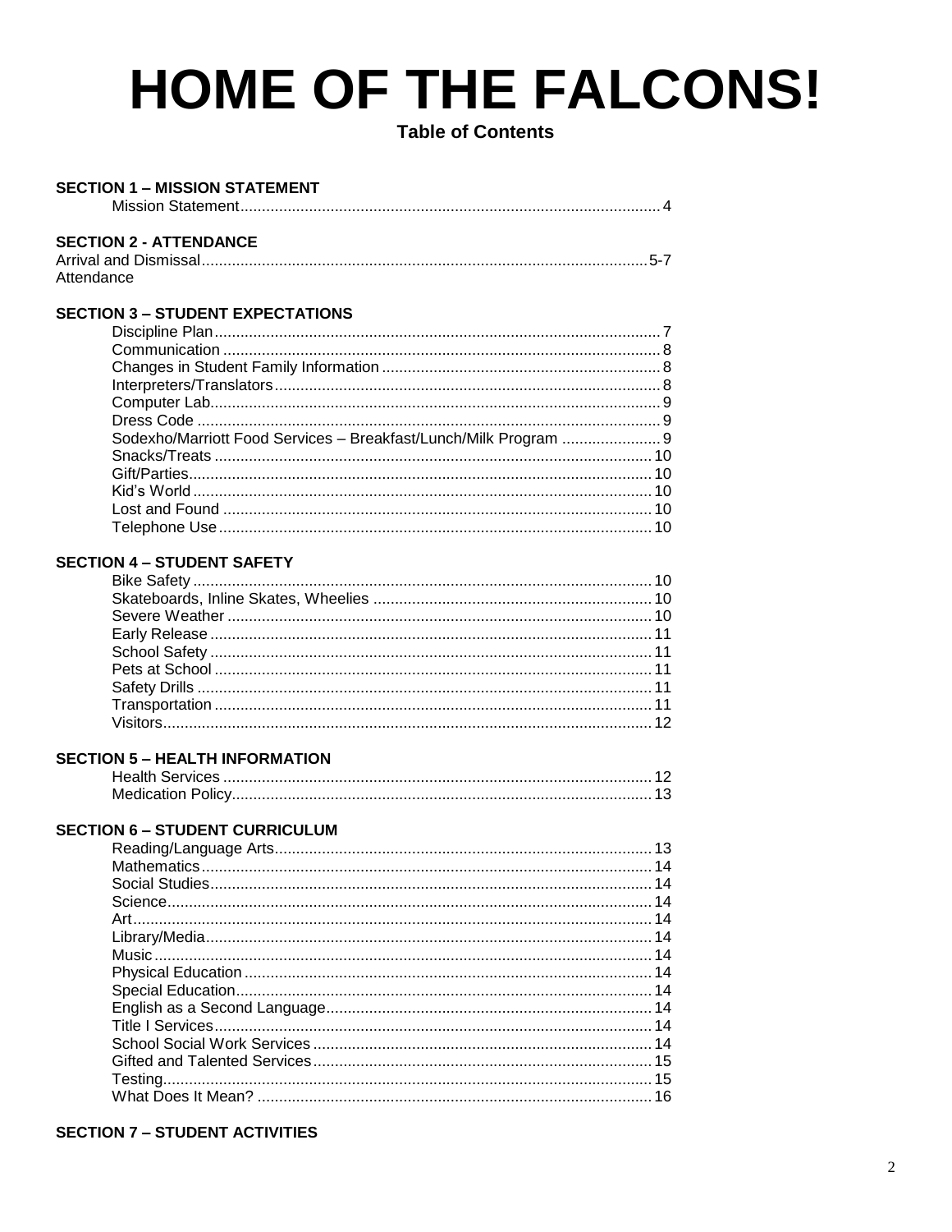# HOME OF THE FALCONS!

## Table of Contents

**SECTION 1 – MISSION STATEMENT**

- Mission Statement .......... 4

**SECTION 2 - ATTENDANCE**

Arrival and Dismissal .......... 5-7
Attendance

**SECTION 3 – STUDENT EXPECTATIONS**

- Discipline Plan .......... 7
- Communication .......... 8
- Changes in Student Family Information .......... 8
- Interpreters/Translators .......... 8
- Computer Lab .......... 9
- Dress Code .......... 9
- Sodexho/Marriott Food Services – Breakfast/Lunch/Milk Program .......... 9
- Snacks/Treats .......... 10
- Gift/Parties .......... 10
- Kid's World .......... 10
- Lost and Found .......... 10
- Telephone Use .......... 10

**SECTION 4 – STUDENT SAFETY**

- Bike Safety .......... 10
- Skateboards, Inline Skates, Wheelies .......... 10
- Severe Weather .......... 10
- Early Release .......... 11
- School Safety .......... 11
- Pets at School .......... 11
- Safety Drills .......... 11
- Transportation .......... 11
- Visitors .......... 12

**SECTION 5 – HEALTH INFORMATION**

- Health Services .......... 12
- Medication Policy .......... 13

**SECTION 6 – STUDENT CURRICULUM**

- Reading/Language Arts .......... 13
- Mathematics .......... 14
- Social Studies .......... 14
- Science .......... 14
- Art .......... 14
- Library/Media .......... 14
- Music .......... 14
- Physical Education .......... 14
- Special Education .......... 14
- English as a Second Language .......... 14
- Title I Services .......... 14
- School Social Work Services .......... 14
- Gifted and Talented Services .......... 15
- Testing .......... 15
- What Does It Mean? .......... 16

**SECTION 7 – STUDENT ACTIVITIES**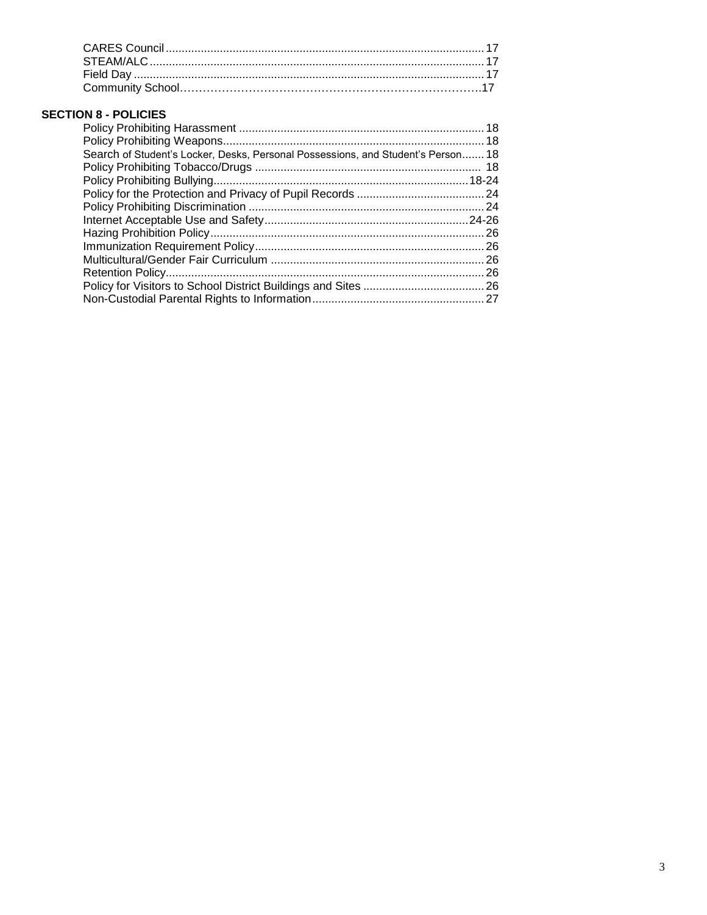CARES Council .......... 17
STEAM/ALC .......... 17
Field Day .......... 17
Community School .......... 17

**SECTION 8 - POLICIES**

Policy Prohibiting Harassment .......... 18
Policy Prohibiting Weapons .......... 18
Search of Student's Locker, Desks, Personal Possessions, and Student's Person .......... 18
Policy Prohibiting Tobacco/Drugs .......... 18
Policy Prohibiting Bullying .......... 18-24
Policy for the Protection and Privacy of Pupil Records .......... 24
Policy Prohibiting Discrimination .......... 24
Internet Acceptable Use and Safety .......... 24-26
Hazing Prohibition Policy .......... 26
Immunization Requirement Policy .......... 26
Multicultural/Gender Fair Curriculum .......... 26
Retention Policy .......... 26
Policy for Visitors to School District Buildings and Sites .......... 26
Non-Custodial Parental Rights to Information .......... 27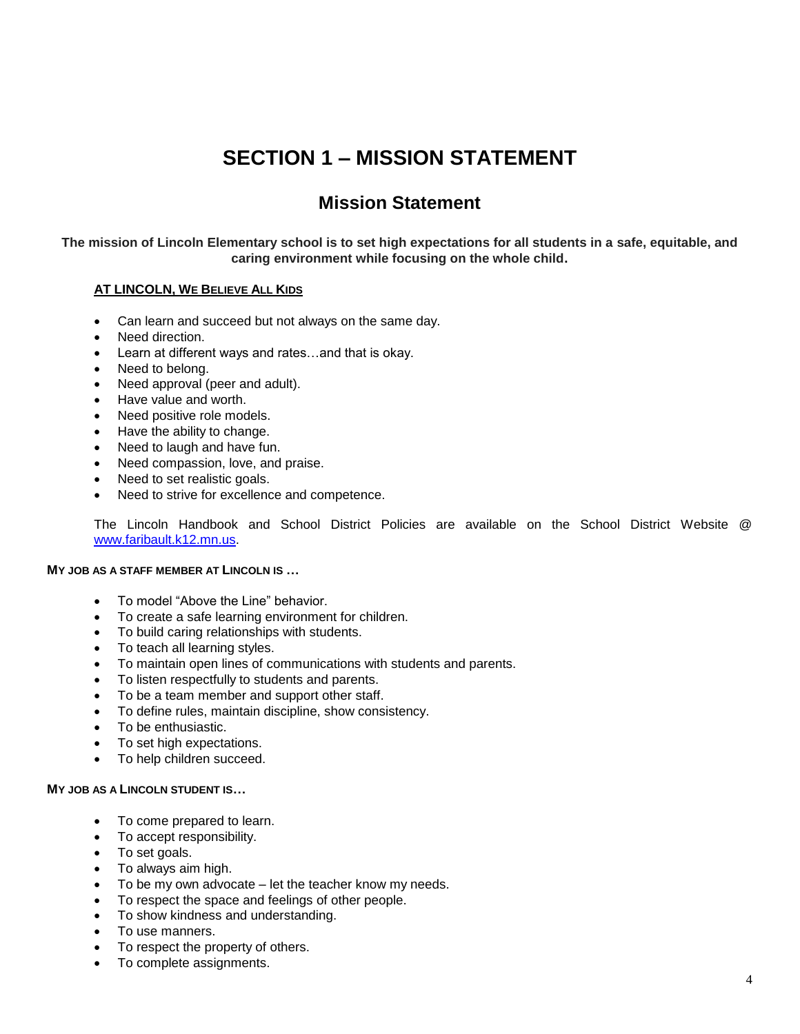# SECTION 1 – MISSION STATEMENT

## Mission Statement

**The mission of Lincoln Elementary school is to set high expectations for all students in a safe, equitable, and caring environment while focusing on the whole child.**

**AT LINCOLN, WE BELIEVE ALL KIDS**

- Can learn and succeed but not always on the same day.
- Need direction.
- Learn at different ways and rates…and that is okay.
- Need to belong.
- Need approval (peer and adult).
- Have value and worth.
- Need positive role models.
- Have the ability to change.
- Need to laugh and have fun.
- Need compassion, love, and praise.
- Need to set realistic goals.
- Need to strive for excellence and competence.

The Lincoln Handbook and School District Policies are available on the School District Website @ [www.faribault.k12.mn.us](http://www.faribault.k12.mn.us).

**MY JOB AS A STAFF MEMBER AT LINCOLN IS …**

- To model "Above the Line" behavior.
- To create a safe learning environment for children.
- To build caring relationships with students.
- To teach all learning styles.
- To maintain open lines of communications with students and parents.
- To listen respectfully to students and parents.
- To be a team member and support other staff.
- To define rules, maintain discipline, show consistency.
- To be enthusiastic.
- To set high expectations.
- To help children succeed.

**MY JOB AS A LINCOLN STUDENT IS…**

- To come prepared to learn.
- To accept responsibility.
- To set goals.
- To always aim high.
- To be my own advocate – let the teacher know my needs.
- To respect the space and feelings of other people.
- To show kindness and understanding.
- To use manners.
- To respect the property of others.
- To complete assignments.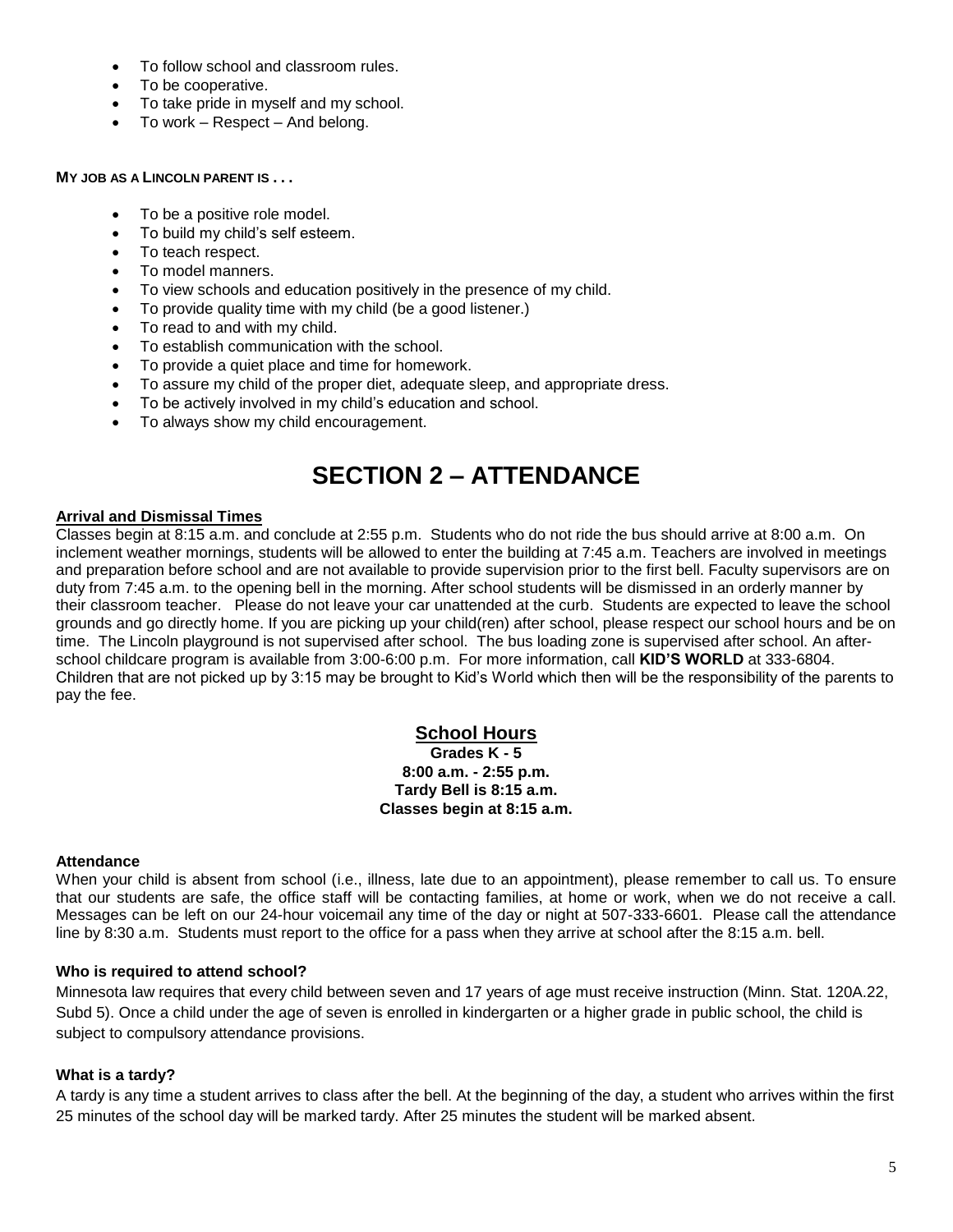- To follow school and classroom rules.
- To be cooperative.
- To take pride in myself and my school.
- To work – Respect – And belong.

**MY JOB AS A LINCOLN PARENT IS . . .**

- To be a positive role model.
- To build my child's self esteem.
- To teach respect.
- To model manners.
- To view schools and education positively in the presence of my child.
- To provide quality time with my child (be a good listener.)
- To read to and with my child.
- To establish communication with the school.
- To provide a quiet place and time for homework.
- To assure my child of the proper diet, adequate sleep, and appropriate dress.
- To be actively involved in my child's education and school.
- To always show my child encouragement.

# SECTION 2 – ATTENDANCE

**Arrival and Dismissal Times**

Classes begin at 8:15 a.m. and conclude at 2:55 p.m. Students who do not ride the bus should arrive at 8:00 a.m. On inclement weather mornings, students will be allowed to enter the building at 7:45 a.m. Teachers are involved in meetings and preparation before school and are not available to provide supervision prior to the first bell. Faculty supervisors are on duty from 7:45 a.m. to the opening bell in the morning. After school students will be dismissed in an orderly manner by their classroom teacher. Please do not leave your car unattended at the curb. Students are expected to leave the school grounds and go directly home. If you are picking up your child(ren) after school, please respect our school hours and be on time. The Lincoln playground is not supervised after school. The bus loading zone is supervised after school. An after-school childcare program is available from 3:00-6:00 p.m. For more information, call **KID'S WORLD** at 333-6804. Children that are not picked up by 3:15 may be brought to Kid's World which then will be the responsibility of the parents to pay the fee.

**School Hours**

**Grades K - 5**
**8:00 a.m. - 2:55 p.m.**
**Tardy Bell is 8:15 a.m.**
**Classes begin at 8:15 a.m.**

**Attendance**

When your child is absent from school (i.e., illness, late due to an appointment), please remember to call us. To ensure that our students are safe, the office staff will be contacting families, at home or work, when we do not receive a call. Messages can be left on our 24-hour voicemail any time of the day or night at 507-333-6601. Please call the attendance line by 8:30 a.m. Students must report to the office for a pass when they arrive at school after the 8:15 a.m. bell.

**Who is required to attend school?**

Minnesota law requires that every child between seven and 17 years of age must receive instruction (Minn. Stat. 120A.22, Subd 5). Once a child under the age of seven is enrolled in kindergarten or a higher grade in public school, the child is subject to compulsory attendance provisions.

**What is a tardy?**

A tardy is any time a student arrives to class after the bell. At the beginning of the day, a student who arrives within the first 25 minutes of the school day will be marked tardy. After 25 minutes the student will be marked absent.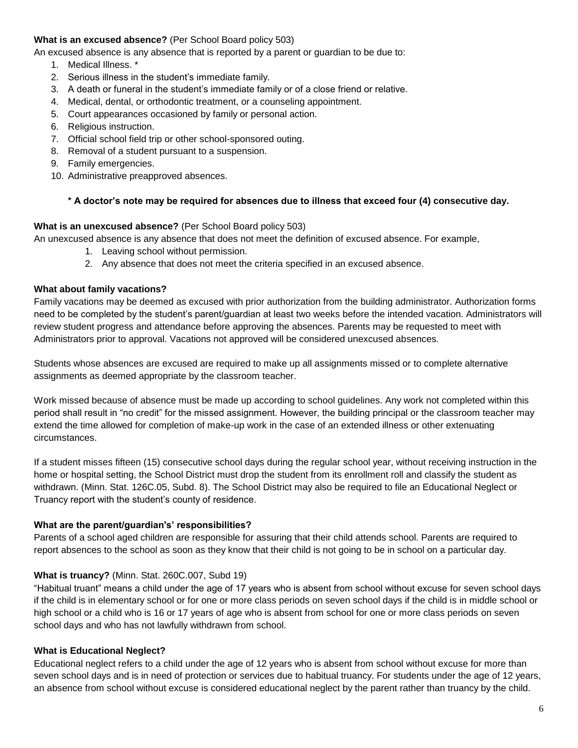**What is an excused absence?** (Per School Board policy 503)

An excused absence is any absence that is reported by a parent or guardian to be due to:

1. Medical Illness. *
2. Serious illness in the student's immediate family.
3. A death or funeral in the student's immediate family or of a close friend or relative.
4. Medical, dental, or orthodontic treatment, or a counseling appointment.
5. Court appearances occasioned by family or personal action.
6. Religious instruction.
7. Official school field trip or other school-sponsored outing.
8. Removal of a student pursuant to a suspension.
9. Family emergencies.
10. Administrative preapproved absences.

**\* A doctor's note may be required for absences due to illness that exceed four (4) consecutive day.**

**What is an unexcused absence?** (Per School Board policy 503)

An unexcused absence is any absence that does not meet the definition of excused absence. For example,

1. Leaving school without permission.
2. Any absence that does not meet the criteria specified in an excused absence.

**What about family vacations?**

Family vacations may be deemed as excused with prior authorization from the building administrator. Authorization forms need to be completed by the student's parent/guardian at least two weeks before the intended vacation. Administrators will review student progress and attendance before approving the absences. Parents may be requested to meet with Administrators prior to approval. Vacations not approved will be considered unexcused absences.

Students whose absences are excused are required to make up all assignments missed or to complete alternative assignments as deemed appropriate by the classroom teacher.

Work missed because of absence must be made up according to school guidelines. Any work not completed within this period shall result in "no credit" for the missed assignment. However, the building principal or the classroom teacher may extend the time allowed for completion of make-up work in the case of an extended illness or other extenuating circumstances.

If a student misses fifteen (15) consecutive school days during the regular school year, without receiving instruction in the home or hospital setting, the School District must drop the student from its enrollment roll and classify the student as withdrawn. (Minn. Stat. 126C.05, Subd. 8). The School District may also be required to file an Educational Neglect or Truancy report with the student's county of residence.

**What are the parent/guardian's' responsibilities?**

Parents of a school aged children are responsible for assuring that their child attends school. Parents are required to report absences to the school as soon as they know that their child is not going to be in school on a particular day.

**What is truancy?** (Minn. Stat. 260C.007, Subd 19)

"Habitual truant" means a child under the age of 17 years who is absent from school without excuse for seven school days if the child is in elementary school or for one or more class periods on seven school days if the child is in middle school or high school or a child who is 16 or 17 years of age who is absent from school for one or more class periods on seven school days and who has not lawfully withdrawn from school.

**What is Educational Neglect?**

Educational neglect refers to a child under the age of 12 years who is absent from school without excuse for more than seven school days and is in need of protection or services due to habitual truancy. For students under the age of 12 years, an absence from school without excuse is considered educational neglect by the parent rather than truancy by the child.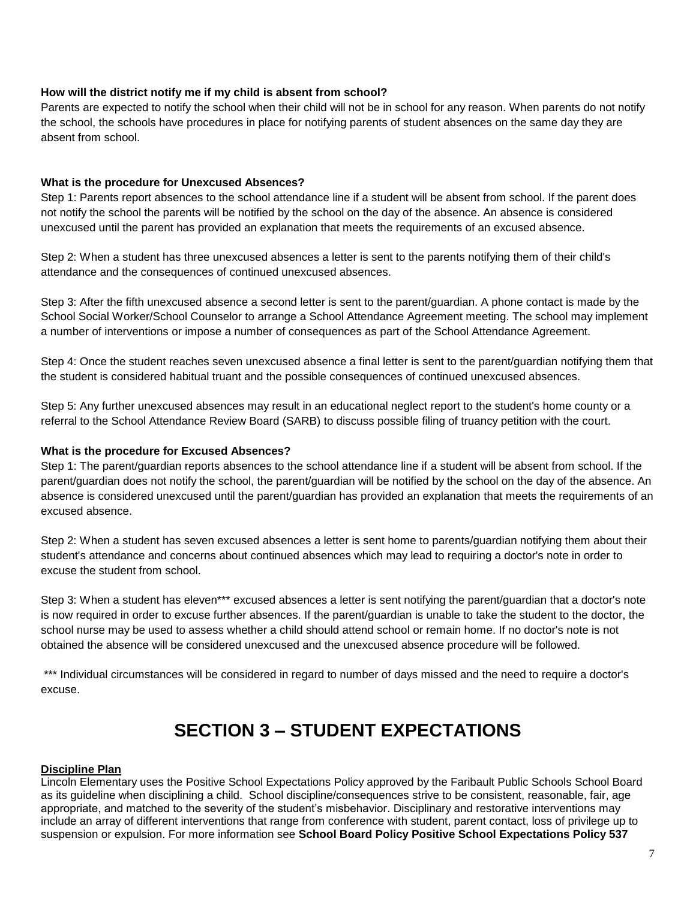**How will the district notify me if my child is absent from school?**

Parents are expected to notify the school when their child will not be in school for any reason. When parents do not notify the school, the schools have procedures in place for notifying parents of student absences on the same day they are absent from school.

**What is the procedure for Unexcused Absences?**

Step 1: Parents report absences to the school attendance line if a student will be absent from school. If the parent does not notify the school the parents will be notified by the school on the day of the absence. An absence is considered unexcused until the parent has provided an explanation that meets the requirements of an excused absence.

Step 2: When a student has three unexcused absences a letter is sent to the parents notifying them of their child's attendance and the consequences of continued unexcused absences.

Step 3: After the fifth unexcused absence a second letter is sent to the parent/guardian. A phone contact is made by the School Social Worker/School Counselor to arrange a School Attendance Agreement meeting. The school may implement a number of interventions or impose a number of consequences as part of the School Attendance Agreement.

Step 4: Once the student reaches seven unexcused absence a final letter is sent to the parent/guardian notifying them that the student is considered habitual truant and the possible consequences of continued unexcused absences.

Step 5: Any further unexcused absences may result in an educational neglect report to the student's home county or a referral to the School Attendance Review Board (SARB) to discuss possible filing of truancy petition with the court.

**What is the procedure for Excused Absences?**

Step 1: The parent/guardian reports absences to the school attendance line if a student will be absent from school. If the parent/guardian does not notify the school, the parent/guardian will be notified by the school on the day of the absence. An absence is considered unexcused until the parent/guardian has provided an explanation that meets the requirements of an excused absence.

Step 2: When a student has seven excused absences a letter is sent home to parents/guardian notifying them about their student's attendance and concerns about continued absences which may lead to requiring a doctor's note in order to excuse the student from school.

Step 3: When a student has eleven*** excused absences a letter is sent notifying the parent/guardian that a doctor's note is now required in order to excuse further absences. If the parent/guardian is unable to take the student to the doctor, the school nurse may be used to assess whether a child should attend school or remain home. If no doctor's note is not obtained the absence will be considered unexcused and the unexcused absence procedure will be followed.

*** Individual circumstances will be considered in regard to number of days missed and the need to require a doctor's excuse.

# SECTION 3 – STUDENT EXPECTATIONS

**Discipline Plan**

Lincoln Elementary uses the Positive School Expectations Policy approved by the Faribault Public Schools School Board as its guideline when disciplining a child. School discipline/consequences strive to be consistent, reasonable, fair, age appropriate, and matched to the severity of the student's misbehavior. Disciplinary and restorative interventions may include an array of different interventions that range from conference with student, parent contact, loss of privilege up to suspension or expulsion. For more information see **School Board Policy Positive School Expectations Policy 537**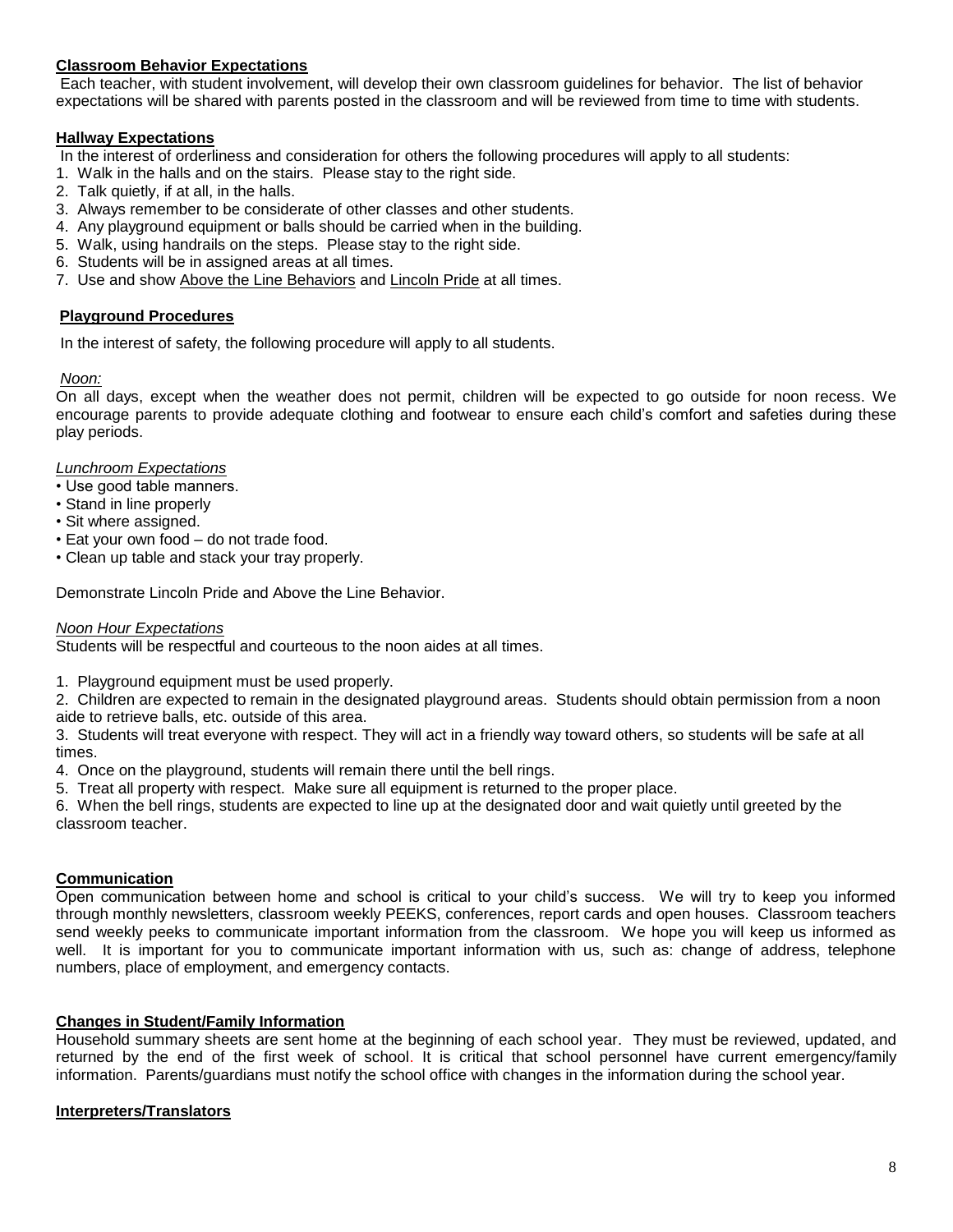**Classroom Behavior Expectations**

Each teacher, with student involvement, will develop their own classroom guidelines for behavior. The list of behavior expectations will be shared with parents posted in the classroom and will be reviewed from time to time with students.

**Hallway Expectations**

In the interest of orderliness and consideration for others the following procedures will apply to all students:

1. Walk in the halls and on the stairs. Please stay to the right side.
2. Talk quietly, if at all, in the halls.
3. Always remember to be considerate of other classes and other students.
4. Any playground equipment or balls should be carried when in the building.
5. Walk, using handrails on the steps. Please stay to the right side.
6. Students will be in assigned areas at all times.
7. Use and show Above the Line Behaviors and Lincoln Pride at all times.

**Playground Procedures**

In the interest of safety, the following procedure will apply to all students.

*Noon:*

On all days, except when the weather does not permit, children will be expected to go outside for noon recess. We encourage parents to provide adequate clothing and footwear to ensure each child's comfort and safeties during these play periods.

*Lunchroom Expectations*

- Use good table manners.
- Stand in line properly
- Sit where assigned.
- Eat your own food – do not trade food.
- Clean up table and stack your tray properly.

Demonstrate Lincoln Pride and Above the Line Behavior.

*Noon Hour Expectations*

Students will be respectful and courteous to the noon aides at all times.

1. Playground equipment must be used properly.
2. Children are expected to remain in the designated playground areas. Students should obtain permission from a noon aide to retrieve balls, etc. outside of this area.
3. Students will treat everyone with respect. They will act in a friendly way toward others, so students will be safe at all times.
4. Once on the playground, students will remain there until the bell rings.
5. Treat all property with respect. Make sure all equipment is returned to the proper place.
6. When the bell rings, students are expected to line up at the designated door and wait quietly until greeted by the classroom teacher.

**Communication**

Open communication between home and school is critical to your child's success. We will try to keep you informed through monthly newsletters, classroom weekly PEEKS, conferences, report cards and open houses. Classroom teachers send weekly peeks to communicate important information from the classroom. We hope you will keep us informed as well. It is important for you to communicate important information with us, such as: change of address, telephone numbers, place of employment, and emergency contacts.

**Changes in Student/Family Information**

Household summary sheets are sent home at the beginning of each school year. They must be reviewed, updated, and returned by the end of the first week of school. It is critical that school personnel have current emergency/family information. Parents/guardians must notify the school office with changes in the information during the school year.

**Interpreters/Translators**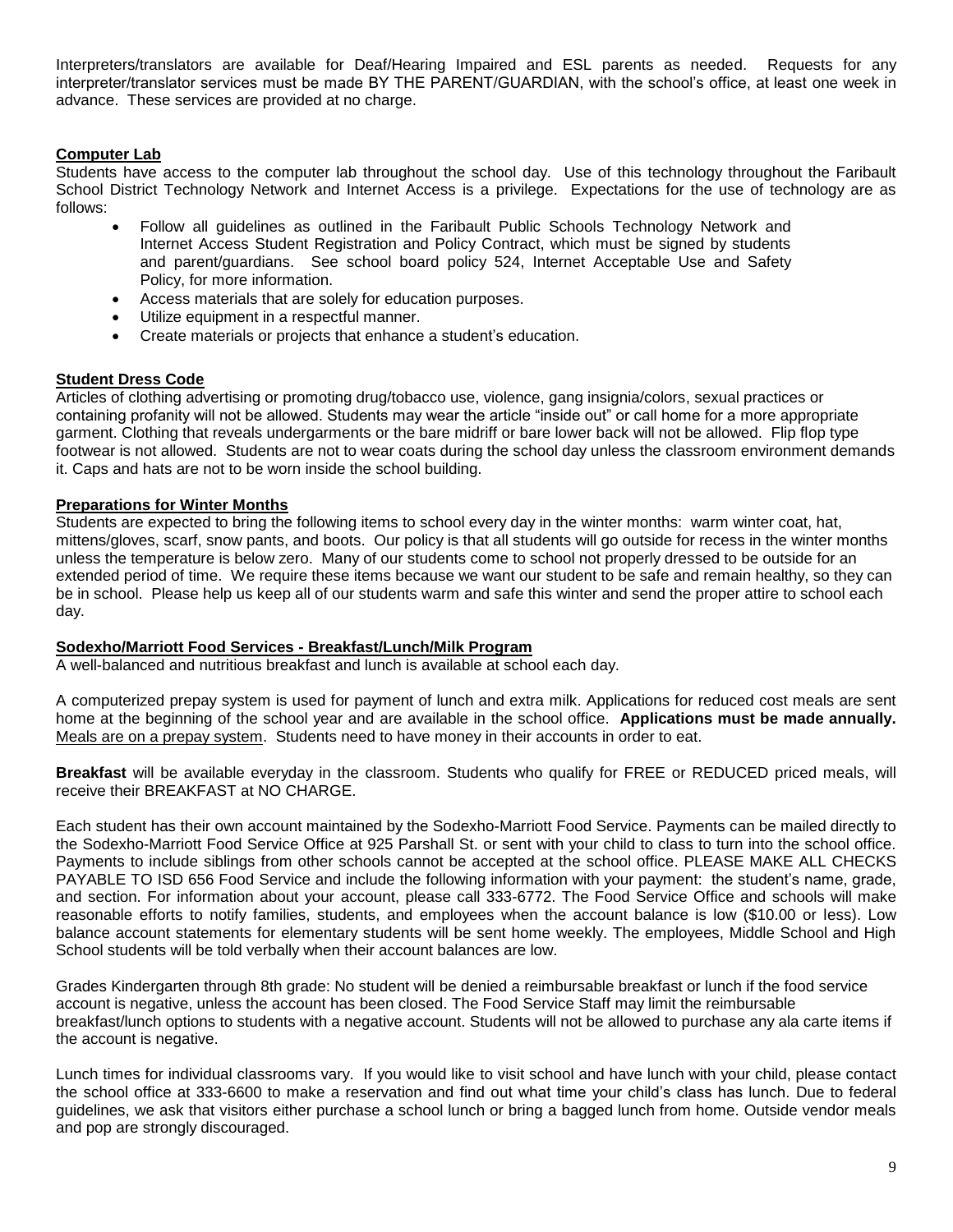Interpreters/translators are available for Deaf/Hearing Impaired and ESL parents as needed. Requests for any interpreter/translator services must be made BY THE PARENT/GUARDIAN, with the school's office, at least one week in advance. These services are provided at no charge.

## Computer Lab

Students have access to the computer lab throughout the school day. Use of this technology throughout the Faribault School District Technology Network and Internet Access is a privilege. Expectations for the use of technology are as follows:

- Follow all guidelines as outlined in the Faribault Public Schools Technology Network and Internet Access Student Registration and Policy Contract, which must be signed by students and parent/guardians. See school board policy 524, Internet Acceptable Use and Safety Policy, for more information.
- Access materials that are solely for education purposes.
- Utilize equipment in a respectful manner.
- Create materials or projects that enhance a student's education.

## Student Dress Code

Articles of clothing advertising or promoting drug/tobacco use, violence, gang insignia/colors, sexual practices or containing profanity will not be allowed. Students may wear the article "inside out" or call home for a more appropriate garment. Clothing that reveals undergarments or the bare midriff or bare lower back will not be allowed. Flip flop type footwear is not allowed. Students are not to wear coats during the school day unless the classroom environment demands it. Caps and hats are not to be worn inside the school building.

## Preparations for Winter Months

Students are expected to bring the following items to school every day in the winter months: warm winter coat, hat, mittens/gloves, scarf, snow pants, and boots. Our policy is that all students will go outside for recess in the winter months unless the temperature is below zero. Many of our students come to school not properly dressed to be outside for an extended period of time. We require these items because we want our student to be safe and remain healthy, so they can be in school. Please help us keep all of our students warm and safe this winter and send the proper attire to school each day.

## Sodexho/Marriott Food Services - Breakfast/Lunch/Milk Program

A well-balanced and nutritious breakfast and lunch is available at school each day.

A computerized prepay system is used for payment of lunch and extra milk. Applications for reduced cost meals are sent home at the beginning of the school year and are available in the school office. **Applications must be made annually.** Meals are on a prepay system. Students need to have money in their accounts in order to eat.

**Breakfast** will be available everyday in the classroom. Students who qualify for FREE or REDUCED priced meals, will receive their BREAKFAST at NO CHARGE.

Each student has their own account maintained by the Sodexho-Marriott Food Service. Payments can be mailed directly to the Sodexho-Marriott Food Service Office at 925 Parshall St. or sent with your child to class to turn into the school office. Payments to include siblings from other schools cannot be accepted at the school office. PLEASE MAKE ALL CHECKS PAYABLE TO ISD 656 Food Service and include the following information with your payment: the student's name, grade, and section. For information about your account, please call 333-6772. The Food Service Office and schools will make reasonable efforts to notify families, students, and employees when the account balance is low ($10.00 or less). Low balance account statements for elementary students will be sent home weekly. The employees, Middle School and High School students will be told verbally when their account balances are low.

Grades Kindergarten through 8th grade: No student will be denied a reimbursable breakfast or lunch if the food service account is negative, unless the account has been closed. The Food Service Staff may limit the reimbursable breakfast/lunch options to students with a negative account. Students will not be allowed to purchase any ala carte items if the account is negative.

Lunch times for individual classrooms vary. If you would like to visit school and have lunch with your child, please contact the school office at 333-6600 to make a reservation and find out what time your child's class has lunch. Due to federal guidelines, we ask that visitors either purchase a school lunch or bring a bagged lunch from home. Outside vendor meals and pop are strongly discouraged.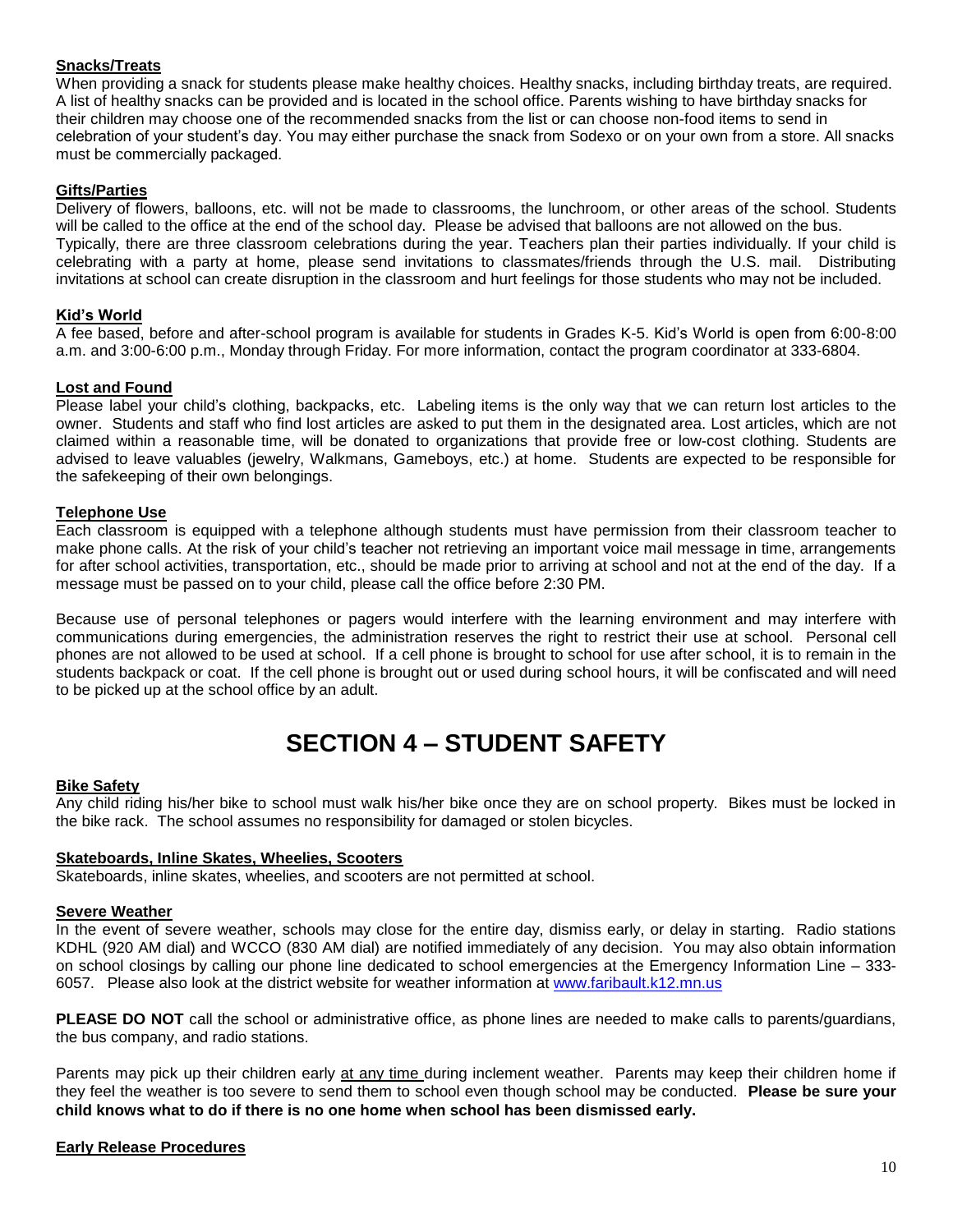**Snacks/Treats**

When providing a snack for students please make healthy choices. Healthy snacks, including birthday treats, are required. A list of healthy snacks can be provided and is located in the school office. Parents wishing to have birthday snacks for their children may choose one of the recommended snacks from the list or can choose non-food items to send in celebration of your student's day. You may either purchase the snack from Sodexo or on your own from a store. All snacks must be commercially packaged.

**Gifts/Parties**

Delivery of flowers, balloons, etc. will not be made to classrooms, the lunchroom, or other areas of the school. Students will be called to the office at the end of the school day. Please be advised that balloons are not allowed on the bus. Typically, there are three classroom celebrations during the year. Teachers plan their parties individually. If your child is celebrating with a party at home, please send invitations to classmates/friends through the U.S. mail. Distributing invitations at school can create disruption in the classroom and hurt feelings for those students who may not be included.

**Kid's World**

A fee based, before and after-school program is available for students in Grades K-5. Kid's World is open from 6:00-8:00 a.m. and 3:00-6:00 p.m., Monday through Friday. For more information, contact the program coordinator at 333-6804.

**Lost and Found**

Please label your child's clothing, backpacks, etc. Labeling items is the only way that we can return lost articles to the owner. Students and staff who find lost articles are asked to put them in the designated area. Lost articles, which are not claimed within a reasonable time, will be donated to organizations that provide free or low-cost clothing. Students are advised to leave valuables (jewelry, Walkmans, Gameboys, etc.) at home. Students are expected to be responsible for the safekeeping of their own belongings.

**Telephone Use**

Each classroom is equipped with a telephone although students must have permission from their classroom teacher to make phone calls. At the risk of your child's teacher not retrieving an important voice mail message in time, arrangements for after school activities, transportation, etc., should be made prior to arriving at school and not at the end of the day. If a message must be passed on to your child, please call the office before 2:30 PM.

Because use of personal telephones or pagers would interfere with the learning environment and may interfere with communications during emergencies, the administration reserves the right to restrict their use at school. Personal cell phones are not allowed to be used at school. If a cell phone is brought to school for use after school, it is to remain in the students backpack or coat. If the cell phone is brought out or used during school hours, it will be confiscated and will need to be picked up at the school office by an adult.

# SECTION 4 – STUDENT SAFETY

**Bike Safety**

Any child riding his/her bike to school must walk his/her bike once they are on school property. Bikes must be locked in the bike rack. The school assumes no responsibility for damaged or stolen bicycles.

**Skateboards, Inline Skates, Wheelies, Scooters**

Skateboards, inline skates, wheelies, and scooters are not permitted at school.

**Severe Weather**

In the event of severe weather, schools may close for the entire day, dismiss early, or delay in starting. Radio stations KDHL (920 AM dial) and WCCO (830 AM dial) are notified immediately of any decision. You may also obtain information on school closings by calling our phone line dedicated to school emergencies at the Emergency Information Line – 333-6057. Please also look at the district website for weather information at www.faribault.k12.mn.us

**PLEASE DO NOT** call the school or administrative office, as phone lines are needed to make calls to parents/guardians, the bus company, and radio stations.

Parents may pick up their children early at any time during inclement weather. Parents may keep their children home if they feel the weather is too severe to send them to school even though school may be conducted. **Please be sure your child knows what to do if there is no one home when school has been dismissed early.**

**Early Release Procedures**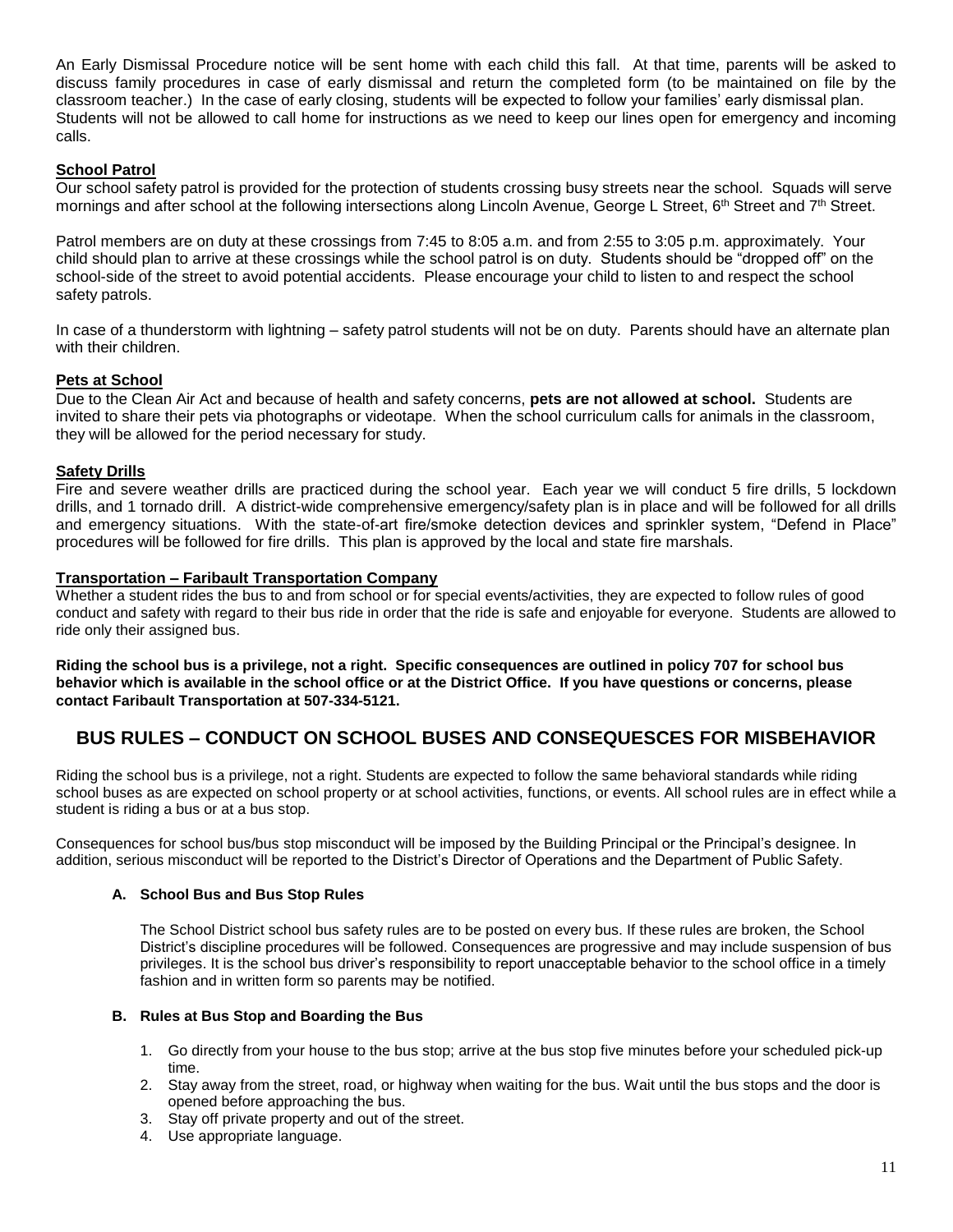An Early Dismissal Procedure notice will be sent home with each child this fall. At that time, parents will be asked to discuss family procedures in case of early dismissal and return the completed form (to be maintained on file by the classroom teacher.) In the case of early closing, students will be expected to follow your families' early dismissal plan. Students will not be allowed to call home for instructions as we need to keep our lines open for emergency and incoming calls.

**School Patrol**

Our school safety patrol is provided for the protection of students crossing busy streets near the school. Squads will serve mornings and after school at the following intersections along Lincoln Avenue, George L Street, 6th Street and 7th Street.

Patrol members are on duty at these crossings from 7:45 to 8:05 a.m. and from 2:55 to 3:05 p.m. approximately. Your child should plan to arrive at these crossings while the school patrol is on duty. Students should be "dropped off" on the school-side of the street to avoid potential accidents. Please encourage your child to listen to and respect the school safety patrols.

In case of a thunderstorm with lightning – safety patrol students will not be on duty. Parents should have an alternate plan with their children.

**Pets at School**

Due to the Clean Air Act and because of health and safety concerns, **pets are not allowed at school.** Students are invited to share their pets via photographs or videotape. When the school curriculum calls for animals in the classroom, they will be allowed for the period necessary for study.

**Safety Drills**

Fire and severe weather drills are practiced during the school year. Each year we will conduct 5 fire drills, 5 lockdown drills, and 1 tornado drill. A district-wide comprehensive emergency/safety plan is in place and will be followed for all drills and emergency situations. With the state-of-art fire/smoke detection devices and sprinkler system, "Defend in Place" procedures will be followed for fire drills. This plan is approved by the local and state fire marshals.

**Transportation – Faribault Transportation Company**

Whether a student rides the bus to and from school or for special events/activities, they are expected to follow rules of good conduct and safety with regard to their bus ride in order that the ride is safe and enjoyable for everyone. Students are allowed to ride only their assigned bus.

**Riding the school bus is a privilege, not a right. Specific consequences are outlined in policy 707 for school bus behavior which is available in the school office or at the District Office. If you have questions or concerns, please contact Faribault Transportation at 507-334-5121.**

## BUS RULES – CONDUCT ON SCHOOL BUSES AND CONSEQUESCES FOR MISBEHAVIOR

Riding the school bus is a privilege, not a right. Students are expected to follow the same behavioral standards while riding school buses as are expected on school property or at school activities, functions, or events. All school rules are in effect while a student is riding a bus or at a bus stop.

Consequences for school bus/bus stop misconduct will be imposed by the Building Principal or the Principal's designee. In addition, serious misconduct will be reported to the District's Director of Operations and the Department of Public Safety.

**A. School Bus and Bus Stop Rules**

The School District school bus safety rules are to be posted on every bus. If these rules are broken, the School District's discipline procedures will be followed. Consequences are progressive and may include suspension of bus privileges. It is the school bus driver's responsibility to report unacceptable behavior to the school office in a timely fashion and in written form so parents may be notified.

**B. Rules at Bus Stop and Boarding the Bus**

1. Go directly from your house to the bus stop; arrive at the bus stop five minutes before your scheduled pick-up time.
2. Stay away from the street, road, or highway when waiting for the bus. Wait until the bus stops and the door is opened before approaching the bus.
3. Stay off private property and out of the street.
4. Use appropriate language.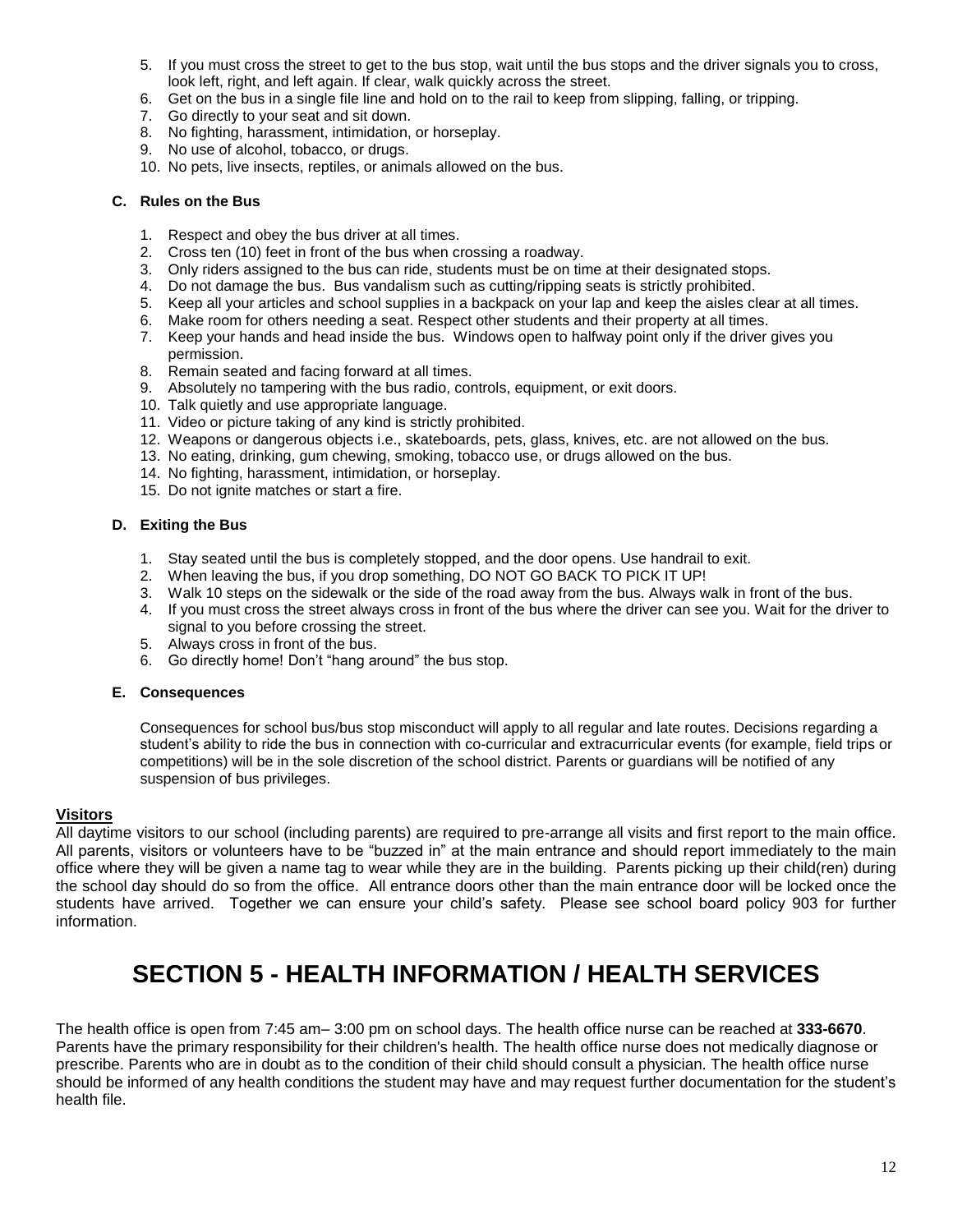5. If you must cross the street to get to the bus stop, wait until the bus stops and the driver signals you to cross, look left, right, and left again. If clear, walk quickly across the street.
6. Get on the bus in a single file line and hold on to the rail to keep from slipping, falling, or tripping.
7. Go directly to your seat and sit down.
8. No fighting, harassment, intimidation, or horseplay.
9. No use of alcohol, tobacco, or drugs.
10. No pets, live insects, reptiles, or animals allowed on the bus.

### C. Rules on the Bus

1. Respect and obey the bus driver at all times.
2. Cross ten (10) feet in front of the bus when crossing a roadway.
3. Only riders assigned to the bus can ride, students must be on time at their designated stops.
4. Do not damage the bus. Bus vandalism such as cutting/ripping seats is strictly prohibited.
5. Keep all your articles and school supplies in a backpack on your lap and keep the aisles clear at all times.
6. Make room for others needing a seat. Respect other students and their property at all times.
7. Keep your hands and head inside the bus. Windows open to halfway point only if the driver gives you permission.
8. Remain seated and facing forward at all times.
9. Absolutely no tampering with the bus radio, controls, equipment, or exit doors.
10. Talk quietly and use appropriate language.
11. Video or picture taking of any kind is strictly prohibited.
12. Weapons or dangerous objects i.e., skateboards, pets, glass, knives, etc. are not allowed on the bus.
13. No eating, drinking, gum chewing, smoking, tobacco use, or drugs allowed on the bus.
14. No fighting, harassment, intimidation, or horseplay.
15. Do not ignite matches or start a fire.

### D. Exiting the Bus

1. Stay seated until the bus is completely stopped, and the door opens. Use handrail to exit.
2. When leaving the bus, if you drop something, DO NOT GO BACK TO PICK IT UP!
3. Walk 10 steps on the sidewalk or the side of the road away from the bus. Always walk in front of the bus.
4. If you must cross the street always cross in front of the bus where the driver can see you. Wait for the driver to signal to you before crossing the street.
5. Always cross in front of the bus.
6. Go directly home! Don't "hang around" the bus stop.

### E. Consequences

Consequences for school bus/bus stop misconduct will apply to all regular and late routes. Decisions regarding a student's ability to ride the bus in connection with co-curricular and extracurricular events (for example, field trips or competitions) will be in the sole discretion of the school district. Parents or guardians will be notified of any suspension of bus privileges.

## Visitors

All daytime visitors to our school (including parents) are required to pre-arrange all visits and first report to the main office. All parents, visitors or volunteers have to be "buzzed in" at the main entrance and should report immediately to the main office where they will be given a name tag to wear while they are in the building. Parents picking up their child(ren) during the school day should do so from the office. All entrance doors other than the main entrance door will be locked once the students have arrived. Together we can ensure your child's safety. Please see school board policy 903 for further information.

# SECTION 5 - HEALTH INFORMATION / HEALTH SERVICES

The health office is open from 7:45 am– 3:00 pm on school days. The health office nurse can be reached at **333-6670**. Parents have the primary responsibility for their children's health. The health office nurse does not medically diagnose or prescribe. Parents who are in doubt as to the condition of their child should consult a physician. The health office nurse should be informed of any health conditions the student may have and may request further documentation for the student's health file.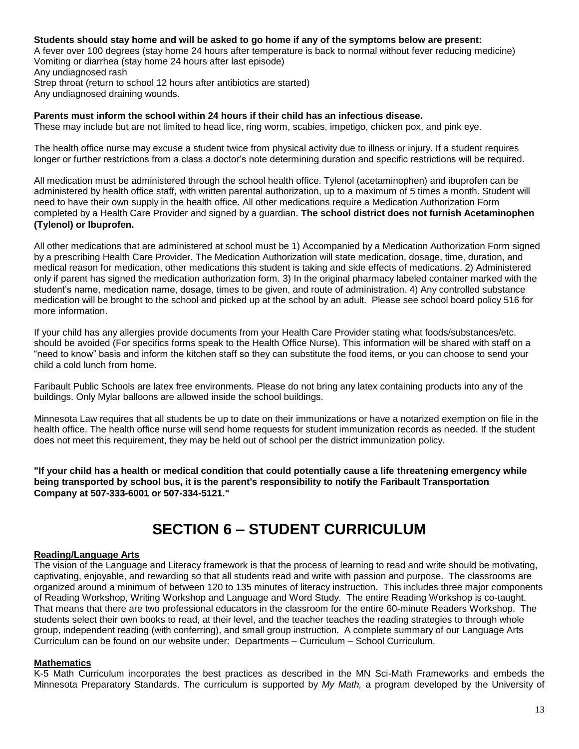**Students should stay home and will be asked to go home if any of the symptoms below are present:**
A fever over 100 degrees (stay home 24 hours after temperature is back to normal without fever reducing medicine)
Vomiting or diarrhea (stay home 24 hours after last episode)
Any undiagnosed rash
Strep throat (return to school 12 hours after antibiotics are started)
Any undiagnosed draining wounds.

**Parents must inform the school within 24 hours if their child has an infectious disease.**
These may include but are not limited to head lice, ring worm, scabies, impetigo, chicken pox, and pink eye.

The health office nurse may excuse a student twice from physical activity due to illness or injury. If a student requires longer or further restrictions from a class a doctor's note determining duration and specific restrictions will be required.

All medication must be administered through the school health office. Tylenol (acetaminophen) and ibuprofen can be administered by health office staff, with written parental authorization, up to a maximum of 5 times a month. Student will need to have their own supply in the health office. All other medications require a Medication Authorization Form completed by a Health Care Provider and signed by a guardian. **The school district does not furnish Acetaminophen (Tylenol) or Ibuprofen.**

All other medications that are administered at school must be 1) Accompanied by a Medication Authorization Form signed by a prescribing Health Care Provider. The Medication Authorization will state medication, dosage, time, duration, and medical reason for medication, other medications this student is taking and side effects of medications. 2) Administered only if parent has signed the medication authorization form. 3) In the original pharmacy labeled container marked with the student's name, medication name, dosage, times to be given, and route of administration. 4) Any controlled substance medication will be brought to the school and picked up at the school by an adult. Please see school board policy 516 for more information.

If your child has any allergies provide documents from your Health Care Provider stating what foods/substances/etc. should be avoided (For specifics forms speak to the Health Office Nurse). This information will be shared with staff on a "need to know" basis and inform the kitchen staff so they can substitute the food items, or you can choose to send your child a cold lunch from home.

Faribault Public Schools are latex free environments. Please do not bring any latex containing products into any of the buildings. Only Mylar balloons are allowed inside the school buildings.

Minnesota Law requires that all students be up to date on their immunizations or have a notarized exemption on file in the health office. The health office nurse will send home requests for student immunization records as needed. If the student does not meet this requirement, they may be held out of school per the district immunization policy.

**"If your child has a health or medical condition that could potentially cause a life threatening emergency while being transported by school bus, it is the parent's responsibility to notify the Faribault Transportation Company at 507-333-6001 or 507-334-5121."**

# SECTION 6 – STUDENT CURRICULUM

**Reading/Language Arts**

The vision of the Language and Literacy framework is that the process of learning to read and write should be motivating, captivating, enjoyable, and rewarding so that all students read and write with passion and purpose. The classrooms are organized around a minimum of between 120 to 135 minutes of literacy instruction. This includes three major components of Reading Workshop, Writing Workshop and Language and Word Study. The entire Reading Workshop is co-taught. That means that there are two professional educators in the classroom for the entire 60-minute Readers Workshop. The students select their own books to read, at their level, and the teacher teaches the reading strategies to through whole group, independent reading (with conferring), and small group instruction. A complete summary of our Language Arts Curriculum can be found on our website under: Departments – Curriculum – School Curriculum.

**Mathematics**

K-5 Math Curriculum incorporates the best practices as described in the MN Sci-Math Frameworks and embeds the Minnesota Preparatory Standards. The curriculum is supported by *My Math,* a program developed by the University of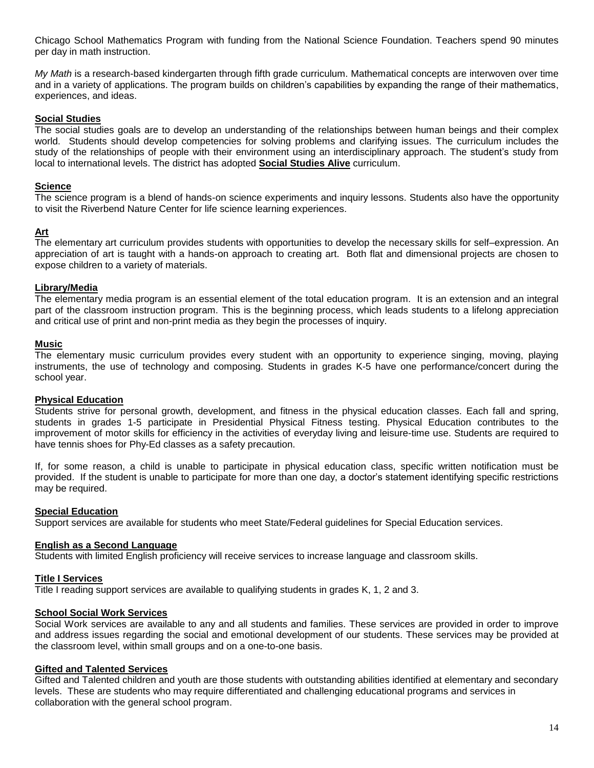Chicago School Mathematics Program with funding from the National Science Foundation. Teachers spend 90 minutes per day in math instruction.

*My Math* is a research-based kindergarten through fifth grade curriculum. Mathematical concepts are interwoven over time and in a variety of applications. The program builds on children's capabilities by expanding the range of their mathematics, experiences, and ideas.

**Social Studies**

The social studies goals are to develop an understanding of the relationships between human beings and their complex world. Students should develop competencies for solving problems and clarifying issues. The curriculum includes the study of the relationships of people with their environment using an interdisciplinary approach. The student's study from local to international levels. The district has adopted **Social Studies Alive** curriculum.

**Science**

The science program is a blend of hands-on science experiments and inquiry lessons. Students also have the opportunity to visit the Riverbend Nature Center for life science learning experiences.

**Art**

The elementary art curriculum provides students with opportunities to develop the necessary skills for self–expression. An appreciation of art is taught with a hands-on approach to creating art. Both flat and dimensional projects are chosen to expose children to a variety of materials.

**Library/Media**

The elementary media program is an essential element of the total education program. It is an extension and an integral part of the classroom instruction program. This is the beginning process, which leads students to a lifelong appreciation and critical use of print and non-print media as they begin the processes of inquiry.

**Music**

The elementary music curriculum provides every student with an opportunity to experience singing, moving, playing instruments, the use of technology and composing. Students in grades K-5 have one performance/concert during the school year.

**Physical Education**

Students strive for personal growth, development, and fitness in the physical education classes. Each fall and spring, students in grades 1-5 participate in Presidential Physical Fitness testing. Physical Education contributes to the improvement of motor skills for efficiency in the activities of everyday living and leisure-time use. Students are required to have tennis shoes for Phy-Ed classes as a safety precaution.

If, for some reason, a child is unable to participate in physical education class, specific written notification must be provided. If the student is unable to participate for more than one day, a doctor's statement identifying specific restrictions may be required.

**Special Education**

Support services are available for students who meet State/Federal guidelines for Special Education services.

**English as a Second Language**

Students with limited English proficiency will receive services to increase language and classroom skills.

**Title I Services**

Title I reading support services are available to qualifying students in grades K, 1, 2 and 3.

**School Social Work Services**

Social Work services are available to any and all students and families. These services are provided in order to improve and address issues regarding the social and emotional development of our students. These services may be provided at the classroom level, within small groups and on a one-to-one basis.

**Gifted and Talented Services**

Gifted and Talented children and youth are those students with outstanding abilities identified at elementary and secondary levels. These are students who may require differentiated and challenging educational programs and services in collaboration with the general school program.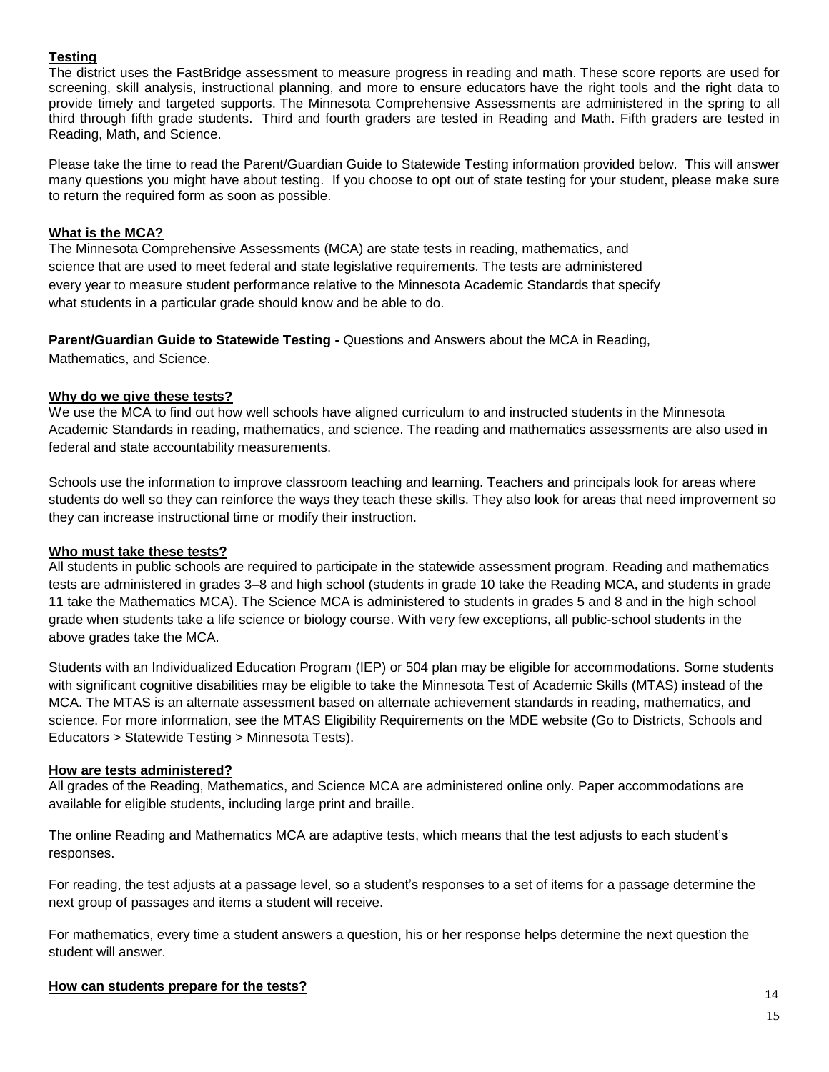**Testing**

The district uses the FastBridge assessment to measure progress in reading and math. These score reports are used for screening, skill analysis, instructional planning, and more to ensure educators have the right tools and the right data to provide timely and targeted supports. The Minnesota Comprehensive Assessments are administered in the spring to all third through fifth grade students. Third and fourth graders are tested in Reading and Math. Fifth graders are tested in Reading, Math, and Science.

Please take the time to read the Parent/Guardian Guide to Statewide Testing information provided below. This will answer many questions you might have about testing. If you choose to opt out of state testing for your student, please make sure to return the required form as soon as possible.

**What is the MCA?**

The Minnesota Comprehensive Assessments (MCA) are state tests in reading, mathematics, and science that are used to meet federal and state legislative requirements. The tests are administered every year to measure student performance relative to the Minnesota Academic Standards that specify what students in a particular grade should know and be able to do.

**Parent/Guardian Guide to Statewide Testing -** Questions and Answers about the MCA in Reading, Mathematics, and Science.

**Why do we give these tests?**

We use the MCA to find out how well schools have aligned curriculum to and instructed students in the Minnesota Academic Standards in reading, mathematics, and science. The reading and mathematics assessments are also used in federal and state accountability measurements.

Schools use the information to improve classroom teaching and learning. Teachers and principals look for areas where students do well so they can reinforce the ways they teach these skills. They also look for areas that need improvement so they can increase instructional time or modify their instruction.

**Who must take these tests?**

All students in public schools are required to participate in the statewide assessment program. Reading and mathematics tests are administered in grades 3–8 and high school (students in grade 10 take the Reading MCA, and students in grade 11 take the Mathematics MCA). The Science MCA is administered to students in grades 5 and 8 and in the high school grade when students take a life science or biology course. With very few exceptions, all public-school students in the above grades take the MCA.

Students with an Individualized Education Program (IEP) or 504 plan may be eligible for accommodations. Some students with significant cognitive disabilities may be eligible to take the Minnesota Test of Academic Skills (MTAS) instead of the MCA. The MTAS is an alternate assessment based on alternate achievement standards in reading, mathematics, and science. For more information, see the MTAS Eligibility Requirements on the MDE website (Go to Districts, Schools and Educators > Statewide Testing > Minnesota Tests).

**How are tests administered?**

All grades of the Reading, Mathematics, and Science MCA are administered online only. Paper accommodations are available for eligible students, including large print and braille.

The online Reading and Mathematics MCA are adaptive tests, which means that the test adjusts to each student's responses.

For reading, the test adjusts at a passage level, so a student's responses to a set of items for a passage determine the next group of passages and items a student will receive.

For mathematics, every time a student answers a question, his or her response helps determine the next question the student will answer.

**How can students prepare for the tests?**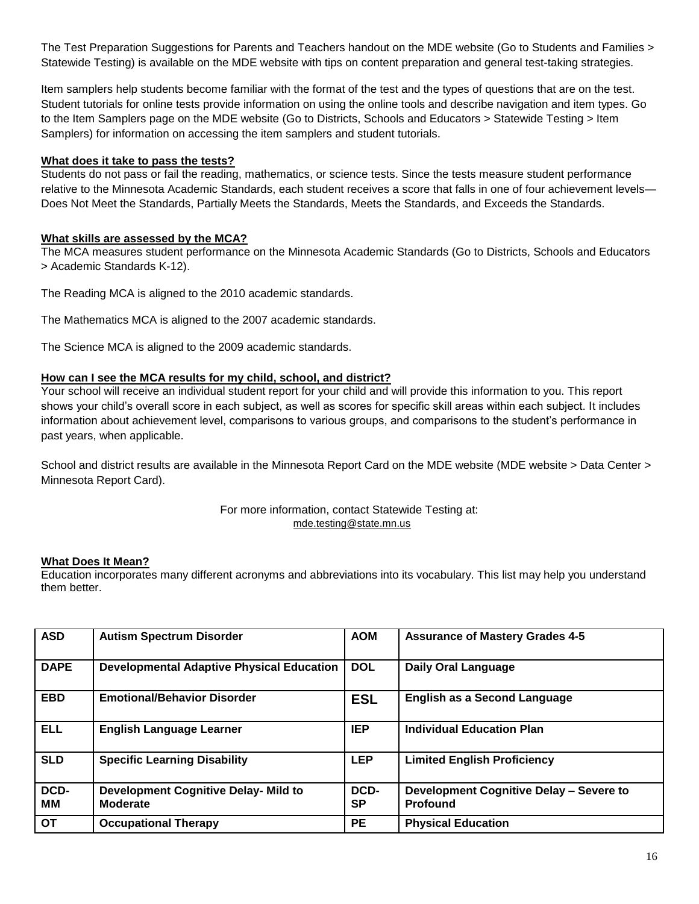The Test Preparation Suggestions for Parents and Teachers handout on the MDE website (Go to Students and Families > Statewide Testing) is available on the MDE website with tips on content preparation and general test-taking strategies.

Item samplers help students become familiar with the format of the test and the types of questions that are on the test. Student tutorials for online tests provide information on using the online tools and describe navigation and item types. Go to the Item Samplers page on the MDE website (Go to Districts, Schools and Educators > Statewide Testing > Item Samplers) for information on accessing the item samplers and student tutorials.

**What does it take to pass the tests?**

Students do not pass or fail the reading, mathematics, or science tests. Since the tests measure student performance relative to the Minnesota Academic Standards, each student receives a score that falls in one of four achievement levels—Does Not Meet the Standards, Partially Meets the Standards, Meets the Standards, and Exceeds the Standards.

**What skills are assessed by the MCA?**

The MCA measures student performance on the Minnesota Academic Standards (Go to Districts, Schools and Educators > Academic Standards K-12).

The Reading MCA is aligned to the 2010 academic standards.

The Mathematics MCA is aligned to the 2007 academic standards.

The Science MCA is aligned to the 2009 academic standards.

**How can I see the MCA results for my child, school, and district?**

Your school will receive an individual student report for your child and will provide this information to you. This report shows your child's overall score in each subject, as well as scores for specific skill areas within each subject. It includes information about achievement level, comparisons to various groups, and comparisons to the student's performance in past years, when applicable.

School and district results are available in the Minnesota Report Card on the MDE website (MDE website > Data Center > Minnesota Report Card).

For more information, contact Statewide Testing at:
mde.testing@state.mn.us

**What Does It Mean?**

Education incorporates many different acronyms and abbreviations into its vocabulary. This list may help you understand them better.

| | | | |
|---|---|---|---|
| **ASD** | **Autism Spectrum Disorder** | **AOM** | **Assurance of Mastery Grades 4-5** |
| **DAPE** | **Developmental Adaptive Physical Education** | **DOL** | **Daily Oral Language** |
| **EBD** | **Emotional/Behavior Disorder** | **ESL** | **English as a Second Language** |
| **ELL** | **English Language Learner** | **IEP** | **Individual Education Plan** |
| **SLD** | **Specific Learning Disability** | **LEP** | **Limited English Proficiency** |
| **DCD-MM** | **Development Cognitive Delay- Mild to Moderate** | **DCD-SP** | **Development Cognitive Delay – Severe to Profound** |
| **OT** | **Occupational Therapy** | **PE** | **Physical Education** |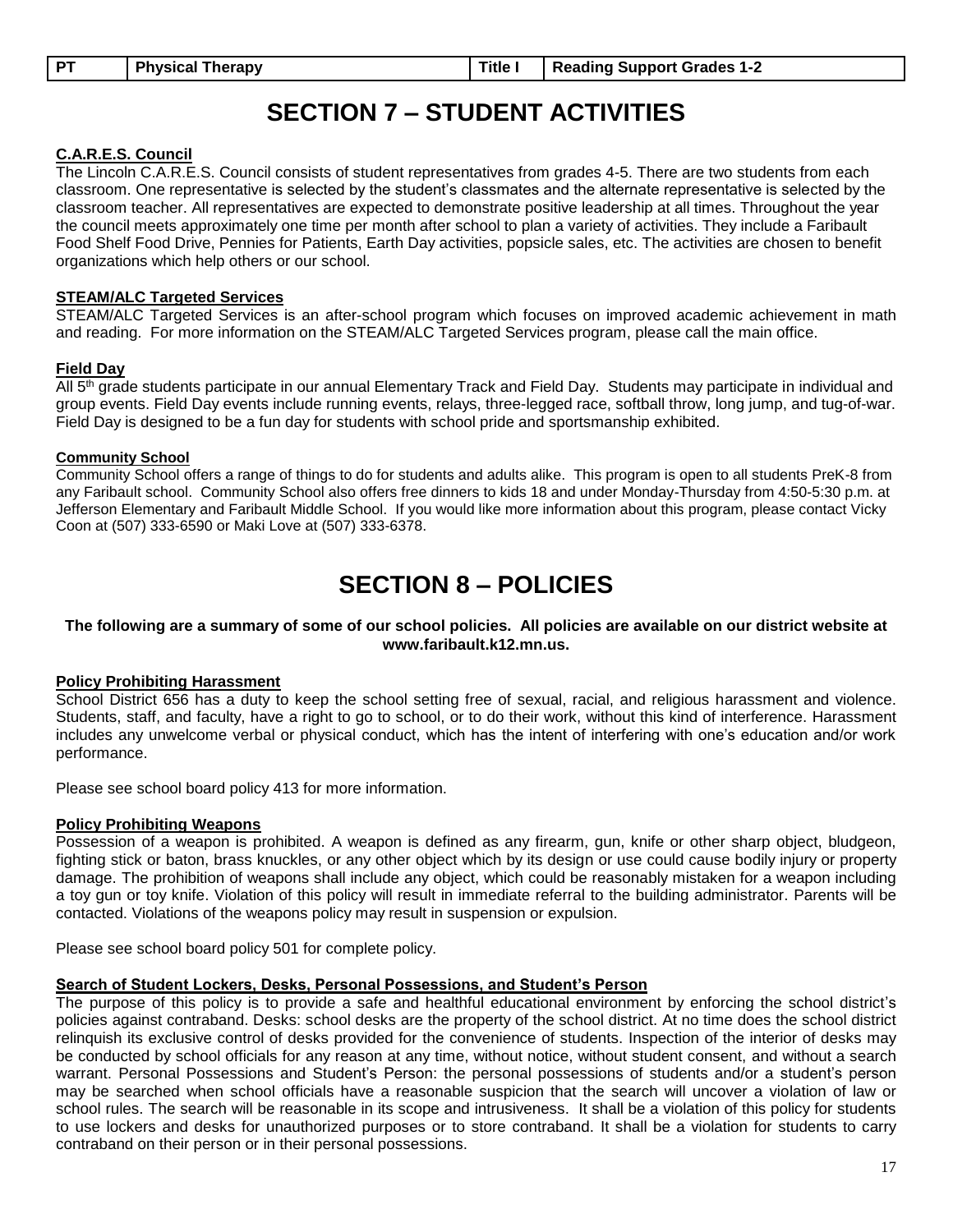| PT | Physical Therapy | Title I | Reading Support Grades 1-2 |
|---|---|---|---|

# SECTION 7 – STUDENT ACTIVITIES

**C.A.R.E.S. Council**

The Lincoln C.A.R.E.S. Council consists of student representatives from grades 4-5. There are two students from each classroom. One representative is selected by the student's classmates and the alternate representative is selected by the classroom teacher. All representatives are expected to demonstrate positive leadership at all times. Throughout the year the council meets approximately one time per month after school to plan a variety of activities. They include a Faribault Food Shelf Food Drive, Pennies for Patients, Earth Day activities, popsicle sales, etc. The activities are chosen to benefit organizations which help others or our school.

**STEAM/ALC Targeted Services**

STEAM/ALC Targeted Services is an after-school program which focuses on improved academic achievement in math and reading. For more information on the STEAM/ALC Targeted Services program, please call the main office.

**Field Day**

All 5th grade students participate in our annual Elementary Track and Field Day. Students may participate in individual and group events. Field Day events include running events, relays, three-legged race, softball throw, long jump, and tug-of-war. Field Day is designed to be a fun day for students with school pride and sportsmanship exhibited.

**Community School**

Community School offers a range of things to do for students and adults alike. This program is open to all students PreK-8 from any Faribault school. Community School also offers free dinners to kids 18 and under Monday-Thursday from 4:50-5:30 p.m. at Jefferson Elementary and Faribault Middle School. If you would like more information about this program, please contact Vicky Coon at (507) 333-6590 or Maki Love at (507) 333-6378.

# SECTION 8 – POLICIES

**The following are a summary of some of our school policies. All policies are available on our district website at www.faribault.k12.mn.us.**

**Policy Prohibiting Harassment**

School District 656 has a duty to keep the school setting free of sexual, racial, and religious harassment and violence. Students, staff, and faculty, have a right to go to school, or to do their work, without this kind of interference. Harassment includes any unwelcome verbal or physical conduct, which has the intent of interfering with one's education and/or work performance.

Please see school board policy 413 for more information.

**Policy Prohibiting Weapons**

Possession of a weapon is prohibited. A weapon is defined as any firearm, gun, knife or other sharp object, bludgeon, fighting stick or baton, brass knuckles, or any other object which by its design or use could cause bodily injury or property damage. The prohibition of weapons shall include any object, which could be reasonably mistaken for a weapon including a toy gun or toy knife. Violation of this policy will result in immediate referral to the building administrator. Parents will be contacted. Violations of the weapons policy may result in suspension or expulsion.

Please see school board policy 501 for complete policy.

**Search of Student Lockers, Desks, Personal Possessions, and Student's Person**

The purpose of this policy is to provide a safe and healthful educational environment by enforcing the school district's policies against contraband. Desks: school desks are the property of the school district. At no time does the school district relinquish its exclusive control of desks provided for the convenience of students. Inspection of the interior of desks may be conducted by school officials for any reason at any time, without notice, without student consent, and without a search warrant. Personal Possessions and Student's Person: the personal possessions of students and/or a student's person may be searched when school officials have a reasonable suspicion that the search will uncover a violation of law or school rules. The search will be reasonable in its scope and intrusiveness. It shall be a violation of this policy for students to use lockers and desks for unauthorized purposes or to store contraband. It shall be a violation for students to carry contraband on their person or in their personal possessions.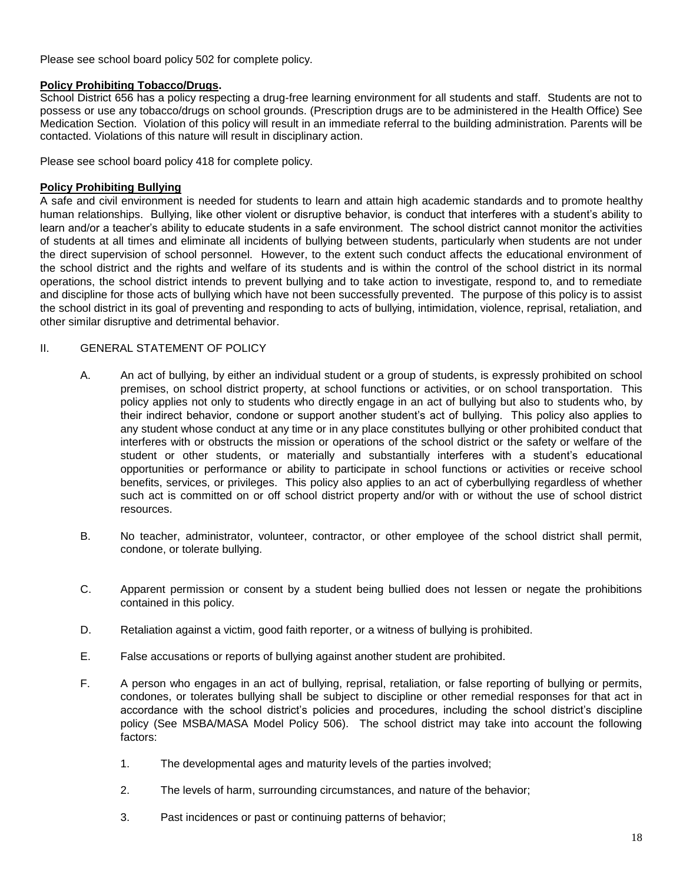Please see school board policy 502 for complete policy.

**Policy Prohibiting Tobacco/Drugs.**

School District 656 has a policy respecting a drug-free learning environment for all students and staff. Students are not to possess or use any tobacco/drugs on school grounds. (Prescription drugs are to be administered in the Health Office) See Medication Section. Violation of this policy will result in an immediate referral to the building administration. Parents will be contacted. Violations of this nature will result in disciplinary action.

Please see school board policy 418 for complete policy.

**Policy Prohibiting Bullying**

A safe and civil environment is needed for students to learn and attain high academic standards and to promote healthy human relationships. Bullying, like other violent or disruptive behavior, is conduct that interferes with a student's ability to learn and/or a teacher's ability to educate students in a safe environment. The school district cannot monitor the activities of students at all times and eliminate all incidents of bullying between students, particularly when students are not under the direct supervision of school personnel. However, to the extent such conduct affects the educational environment of the school district and the rights and welfare of its students and is within the control of the school district in its normal operations, the school district intends to prevent bullying and to take action to investigate, respond to, and to remediate and discipline for those acts of bullying which have not been successfully prevented. The purpose of this policy is to assist the school district in its goal of preventing and responding to acts of bullying, intimidation, violence, reprisal, retaliation, and other similar disruptive and detrimental behavior.

II. GENERAL STATEMENT OF POLICY

A. An act of bullying, by either an individual student or a group of students, is expressly prohibited on school premises, on school district property, at school functions or activities, or on school transportation. This policy applies not only to students who directly engage in an act of bullying but also to students who, by their indirect behavior, condone or support another student's act of bullying. This policy also applies to any student whose conduct at any time or in any place constitutes bullying or other prohibited conduct that interferes with or obstructs the mission or operations of the school district or the safety or welfare of the student or other students, or materially and substantially interferes with a student's educational opportunities or performance or ability to participate in school functions or activities or receive school benefits, services, or privileges. This policy also applies to an act of cyberbullying regardless of whether such act is committed on or off school district property and/or with or without the use of school district resources.

B. No teacher, administrator, volunteer, contractor, or other employee of the school district shall permit, condone, or tolerate bullying.

C. Apparent permission or consent by a student being bullied does not lessen or negate the prohibitions contained in this policy.

D. Retaliation against a victim, good faith reporter, or a witness of bullying is prohibited.

E. False accusations or reports of bullying against another student are prohibited.

F. A person who engages in an act of bullying, reprisal, retaliation, or false reporting of bullying or permits, condones, or tolerates bullying shall be subject to discipline or other remedial responses for that act in accordance with the school district's policies and procedures, including the school district's discipline policy (See MSBA/MASA Model Policy 506). The school district may take into account the following factors:

1. The developmental ages and maturity levels of the parties involved;

2. The levels of harm, surrounding circumstances, and nature of the behavior;

3. Past incidences or past or continuing patterns of behavior;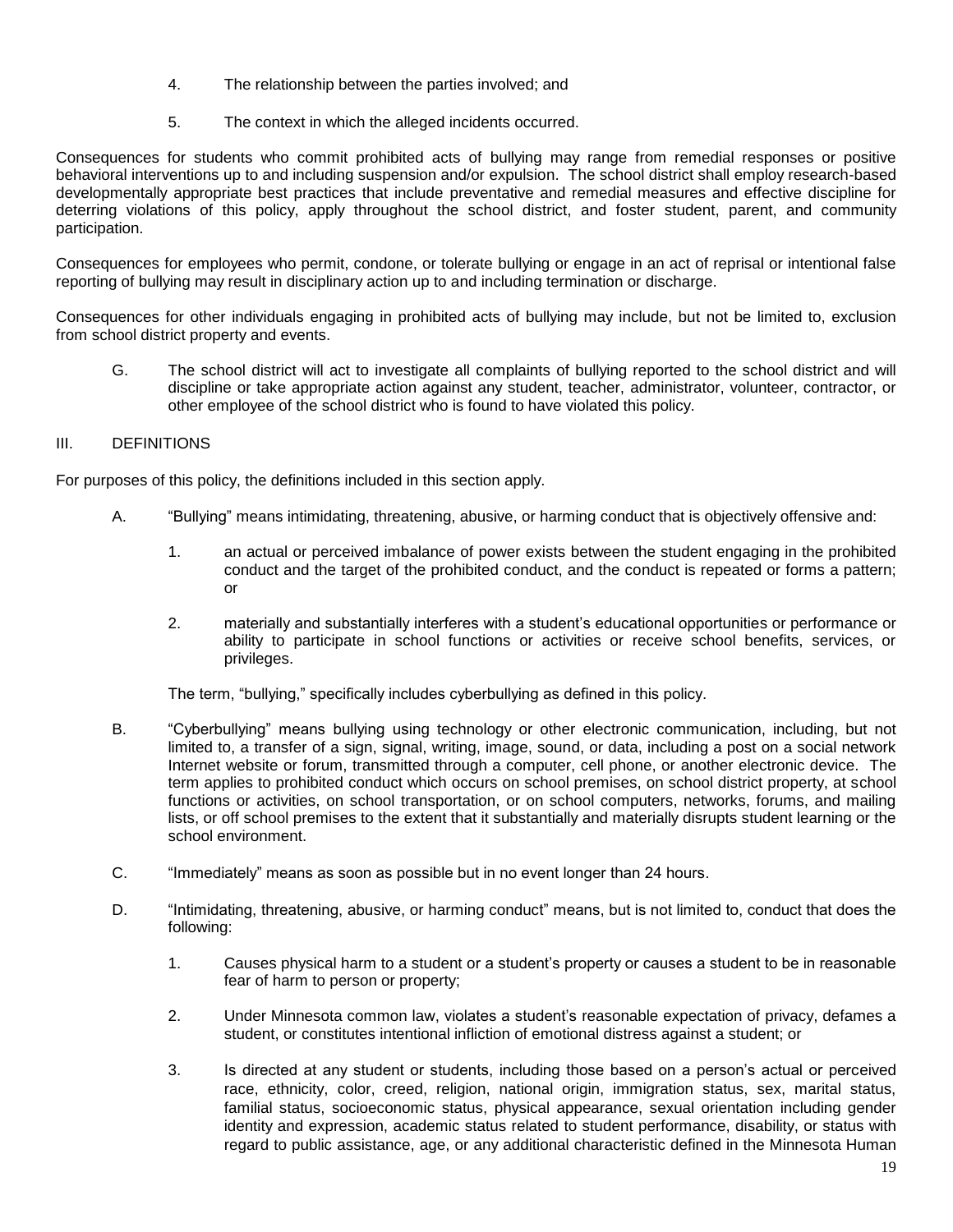4. The relationship between the parties involved; and

5. The context in which the alleged incidents occurred.

Consequences for students who commit prohibited acts of bullying may range from remedial responses or positive behavioral interventions up to and including suspension and/or expulsion. The school district shall employ research-based developmentally appropriate best practices that include preventative and remedial measures and effective discipline for deterring violations of this policy, apply throughout the school district, and foster student, parent, and community participation.

Consequences for employees who permit, condone, or tolerate bullying or engage in an act of reprisal or intentional false reporting of bullying may result in disciplinary action up to and including termination or discharge.

Consequences for other individuals engaging in prohibited acts of bullying may include, but not be limited to, exclusion from school district property and events.

G. The school district will act to investigate all complaints of bullying reported to the school district and will discipline or take appropriate action against any student, teacher, administrator, volunteer, contractor, or other employee of the school district who is found to have violated this policy.

III. DEFINITIONS

For purposes of this policy, the definitions included in this section apply.

A. "Bullying" means intimidating, threatening, abusive, or harming conduct that is objectively offensive and:

1. an actual or perceived imbalance of power exists between the student engaging in the prohibited conduct and the target of the prohibited conduct, and the conduct is repeated or forms a pattern; or

2. materially and substantially interferes with a student's educational opportunities or performance or ability to participate in school functions or activities or receive school benefits, services, or privileges.

The term, "bullying," specifically includes cyberbullying as defined in this policy.

B. "Cyberbullying" means bullying using technology or other electronic communication, including, but not limited to, a transfer of a sign, signal, writing, image, sound, or data, including a post on a social network Internet website or forum, transmitted through a computer, cell phone, or another electronic device. The term applies to prohibited conduct which occurs on school premises, on school district property, at school functions or activities, on school transportation, or on school computers, networks, forums, and mailing lists, or off school premises to the extent that it substantially and materially disrupts student learning or the school environment.

C. "Immediately" means as soon as possible but in no event longer than 24 hours.

D. "Intimidating, threatening, abusive, or harming conduct" means, but is not limited to, conduct that does the following:

1. Causes physical harm to a student or a student's property or causes a student to be in reasonable fear of harm to person or property;

2. Under Minnesota common law, violates a student's reasonable expectation of privacy, defames a student, or constitutes intentional infliction of emotional distress against a student; or

3. Is directed at any student or students, including those based on a person's actual or perceived race, ethnicity, color, creed, religion, national origin, immigration status, sex, marital status, familial status, socioeconomic status, physical appearance, sexual orientation including gender identity and expression, academic status related to student performance, disability, or status with regard to public assistance, age, or any additional characteristic defined in the Minnesota Human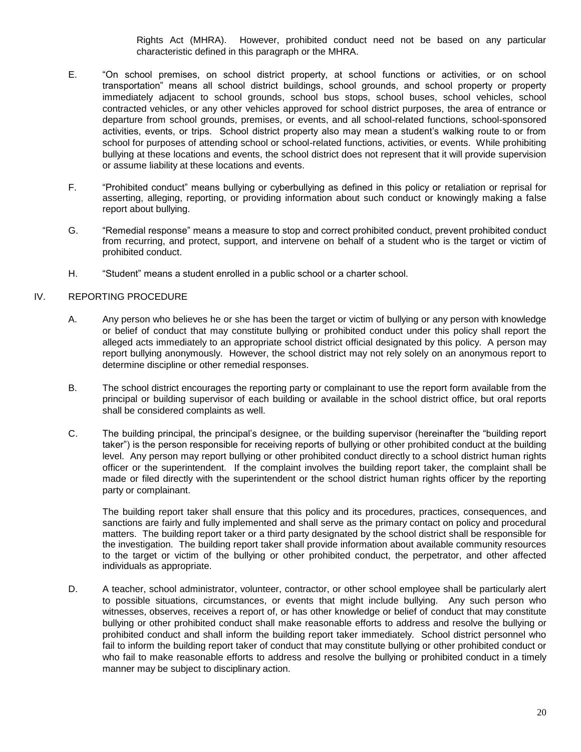Rights Act (MHRA). However, prohibited conduct need not be based on any particular characteristic defined in this paragraph or the MHRA.

E. "On school premises, on school district property, at school functions or activities, or on school transportation" means all school district buildings, school grounds, and school property or property immediately adjacent to school grounds, school bus stops, school buses, school vehicles, school contracted vehicles, or any other vehicles approved for school district purposes, the area of entrance or departure from school grounds, premises, or events, and all school-related functions, school-sponsored activities, events, or trips. School district property also may mean a student's walking route to or from school for purposes of attending school or school-related functions, activities, or events. While prohibiting bullying at these locations and events, the school district does not represent that it will provide supervision or assume liability at these locations and events.

F. "Prohibited conduct" means bullying or cyberbullying as defined in this policy or retaliation or reprisal for asserting, alleging, reporting, or providing information about such conduct or knowingly making a false report about bullying.

G. "Remedial response" means a measure to stop and correct prohibited conduct, prevent prohibited conduct from recurring, and protect, support, and intervene on behalf of a student who is the target or victim of prohibited conduct.

H. "Student" means a student enrolled in a public school or a charter school.

## IV. REPORTING PROCEDURE

A. Any person who believes he or she has been the target or victim of bullying or any person with knowledge or belief of conduct that may constitute bullying or prohibited conduct under this policy shall report the alleged acts immediately to an appropriate school district official designated by this policy. A person may report bullying anonymously. However, the school district may not rely solely on an anonymous report to determine discipline or other remedial responses.

B. The school district encourages the reporting party or complainant to use the report form available from the principal or building supervisor of each building or available in the school district office, but oral reports shall be considered complaints as well.

C. The building principal, the principal's designee, or the building supervisor (hereinafter the "building report taker") is the person responsible for receiving reports of bullying or other prohibited conduct at the building level. Any person may report bullying or other prohibited conduct directly to a school district human rights officer or the superintendent. If the complaint involves the building report taker, the complaint shall be made or filed directly with the superintendent or the school district human rights officer by the reporting party or complainant.

The building report taker shall ensure that this policy and its procedures, practices, consequences, and sanctions are fairly and fully implemented and shall serve as the primary contact on policy and procedural matters. The building report taker or a third party designated by the school district shall be responsible for the investigation. The building report taker shall provide information about available community resources to the target or victim of the bullying or other prohibited conduct, the perpetrator, and other affected individuals as appropriate.

D. A teacher, school administrator, volunteer, contractor, or other school employee shall be particularly alert to possible situations, circumstances, or events that might include bullying. Any such person who witnesses, observes, receives a report of, or has other knowledge or belief of conduct that may constitute bullying or other prohibited conduct shall make reasonable efforts to address and resolve the bullying or prohibited conduct and shall inform the building report taker immediately. School district personnel who fail to inform the building report taker of conduct that may constitute bullying or other prohibited conduct or who fail to make reasonable efforts to address and resolve the bullying or prohibited conduct in a timely manner may be subject to disciplinary action.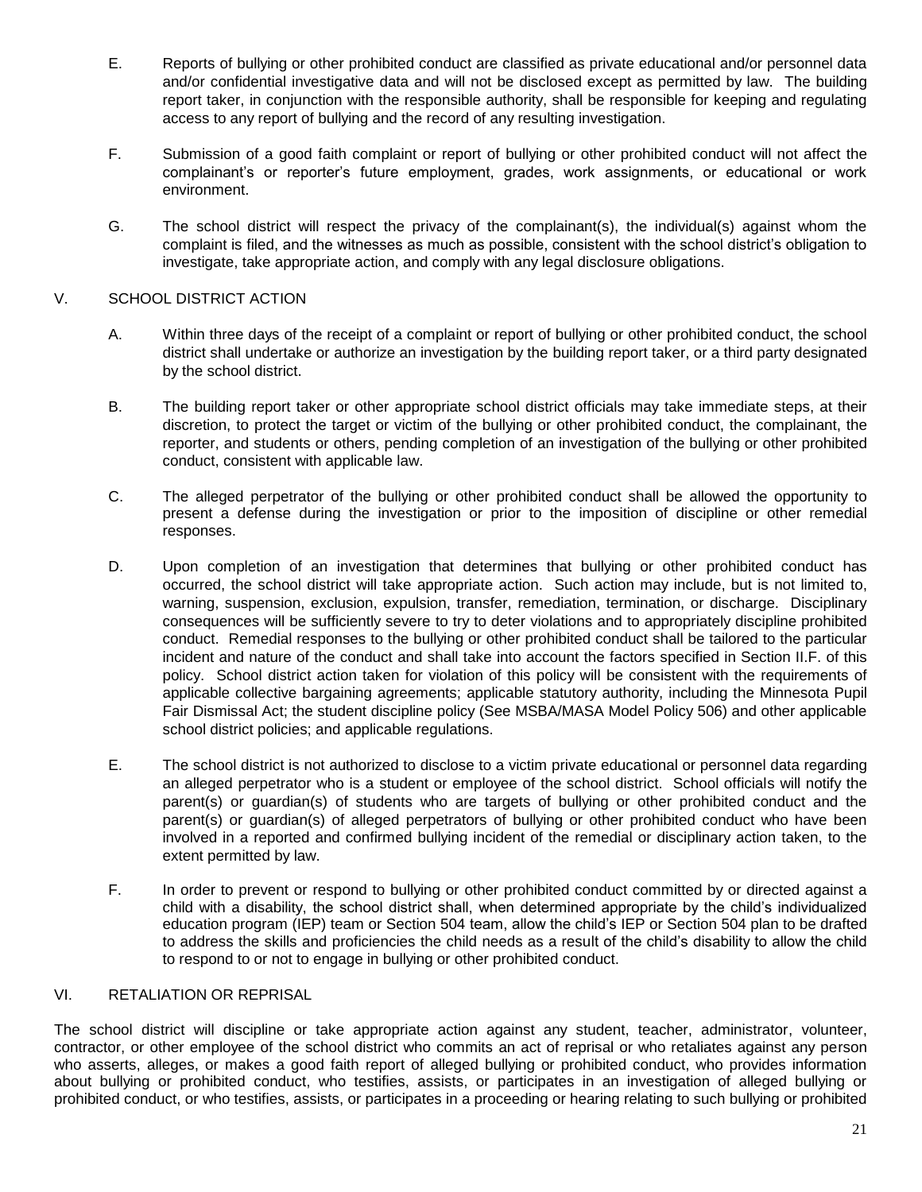E. Reports of bullying or other prohibited conduct are classified as private educational and/or personnel data and/or confidential investigative data and will not be disclosed except as permitted by law. The building report taker, in conjunction with the responsible authority, shall be responsible for keeping and regulating access to any report of bullying and the record of any resulting investigation.

F. Submission of a good faith complaint or report of bullying or other prohibited conduct will not affect the complainant's or reporter's future employment, grades, work assignments, or educational or work environment.

G. The school district will respect the privacy of the complainant(s), the individual(s) against whom the complaint is filed, and the witnesses as much as possible, consistent with the school district's obligation to investigate, take appropriate action, and comply with any legal disclosure obligations.

## V. SCHOOL DISTRICT ACTION

A. Within three days of the receipt of a complaint or report of bullying or other prohibited conduct, the school district shall undertake or authorize an investigation by the building report taker, or a third party designated by the school district.

B. The building report taker or other appropriate school district officials may take immediate steps, at their discretion, to protect the target or victim of the bullying or other prohibited conduct, the complainant, the reporter, and students or others, pending completion of an investigation of the bullying or other prohibited conduct, consistent with applicable law.

C. The alleged perpetrator of the bullying or other prohibited conduct shall be allowed the opportunity to present a defense during the investigation or prior to the imposition of discipline or other remedial responses.

D. Upon completion of an investigation that determines that bullying or other prohibited conduct has occurred, the school district will take appropriate action. Such action may include, but is not limited to, warning, suspension, exclusion, expulsion, transfer, remediation, termination, or discharge. Disciplinary consequences will be sufficiently severe to try to deter violations and to appropriately discipline prohibited conduct. Remedial responses to the bullying or other prohibited conduct shall be tailored to the particular incident and nature of the conduct and shall take into account the factors specified in Section II.F. of this policy. School district action taken for violation of this policy will be consistent with the requirements of applicable collective bargaining agreements; applicable statutory authority, including the Minnesota Pupil Fair Dismissal Act; the student discipline policy (See MSBA/MASA Model Policy 506) and other applicable school district policies; and applicable regulations.

E. The school district is not authorized to disclose to a victim private educational or personnel data regarding an alleged perpetrator who is a student or employee of the school district. School officials will notify the parent(s) or guardian(s) of students who are targets of bullying or other prohibited conduct and the parent(s) or guardian(s) of alleged perpetrators of bullying or other prohibited conduct who have been involved in a reported and confirmed bullying incident of the remedial or disciplinary action taken, to the extent permitted by law.

F. In order to prevent or respond to bullying or other prohibited conduct committed by or directed against a child with a disability, the school district shall, when determined appropriate by the child's individualized education program (IEP) team or Section 504 team, allow the child's IEP or Section 504 plan to be drafted to address the skills and proficiencies the child needs as a result of the child's disability to allow the child to respond to or not to engage in bullying or other prohibited conduct.

## VI. RETALIATION OR REPRISAL

The school district will discipline or take appropriate action against any student, teacher, administrator, volunteer, contractor, or other employee of the school district who commits an act of reprisal or who retaliates against any person who asserts, alleges, or makes a good faith report of alleged bullying or prohibited conduct, who provides information about bullying or prohibited conduct, who testifies, assists, or participates in an investigation of alleged bullying or prohibited conduct, or who testifies, assists, or participates in a proceeding or hearing relating to such bullying or prohibited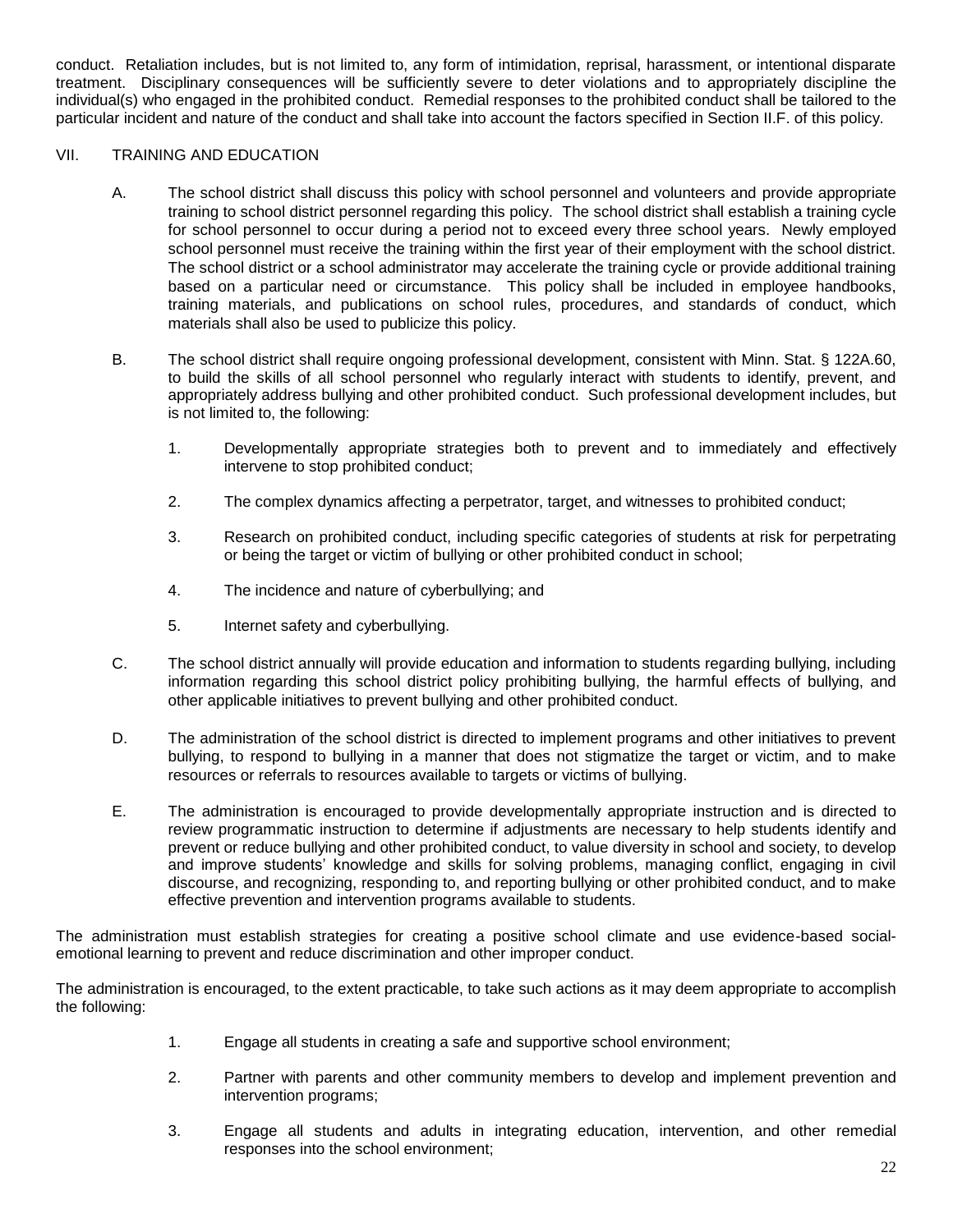conduct. Retaliation includes, but is not limited to, any form of intimidation, reprisal, harassment, or intentional disparate treatment. Disciplinary consequences will be sufficiently severe to deter violations and to appropriately discipline the individual(s) who engaged in the prohibited conduct. Remedial responses to the prohibited conduct shall be tailored to the particular incident and nature of the conduct and shall take into account the factors specified in Section II.F. of this policy.

## VII. TRAINING AND EDUCATION

A. The school district shall discuss this policy with school personnel and volunteers and provide appropriate training to school district personnel regarding this policy. The school district shall establish a training cycle for school personnel to occur during a period not to exceed every three school years. Newly employed school personnel must receive the training within the first year of their employment with the school district. The school district or a school administrator may accelerate the training cycle or provide additional training based on a particular need or circumstance. This policy shall be included in employee handbooks, training materials, and publications on school rules, procedures, and standards of conduct, which materials shall also be used to publicize this policy.

B. The school district shall require ongoing professional development, consistent with Minn. Stat. § 122A.60, to build the skills of all school personnel who regularly interact with students to identify, prevent, and appropriately address bullying and other prohibited conduct. Such professional development includes, but is not limited to, the following:

1. Developmentally appropriate strategies both to prevent and to immediately and effectively intervene to stop prohibited conduct;
2. The complex dynamics affecting a perpetrator, target, and witnesses to prohibited conduct;
3. Research on prohibited conduct, including specific categories of students at risk for perpetrating or being the target or victim of bullying or other prohibited conduct in school;
4. The incidence and nature of cyberbullying; and
5. Internet safety and cyberbullying.

C. The school district annually will provide education and information to students regarding bullying, including information regarding this school district policy prohibiting bullying, the harmful effects of bullying, and other applicable initiatives to prevent bullying and other prohibited conduct.

D. The administration of the school district is directed to implement programs and other initiatives to prevent bullying, to respond to bullying in a manner that does not stigmatize the target or victim, and to make resources or referrals to resources available to targets or victims of bullying.

E. The administration is encouraged to provide developmentally appropriate instruction and is directed to review programmatic instruction to determine if adjustments are necessary to help students identify and prevent or reduce bullying and other prohibited conduct, to value diversity in school and society, to develop and improve students' knowledge and skills for solving problems, managing conflict, engaging in civil discourse, and recognizing, responding to, and reporting bullying or other prohibited conduct, and to make effective prevention and intervention programs available to students.

The administration must establish strategies for creating a positive school climate and use evidence-based social-emotional learning to prevent and reduce discrimination and other improper conduct.

The administration is encouraged, to the extent practicable, to take such actions as it may deem appropriate to accomplish the following:

1. Engage all students in creating a safe and supportive school environment;
2. Partner with parents and other community members to develop and implement prevention and intervention programs;
3. Engage all students and adults in integrating education, intervention, and other remedial responses into the school environment;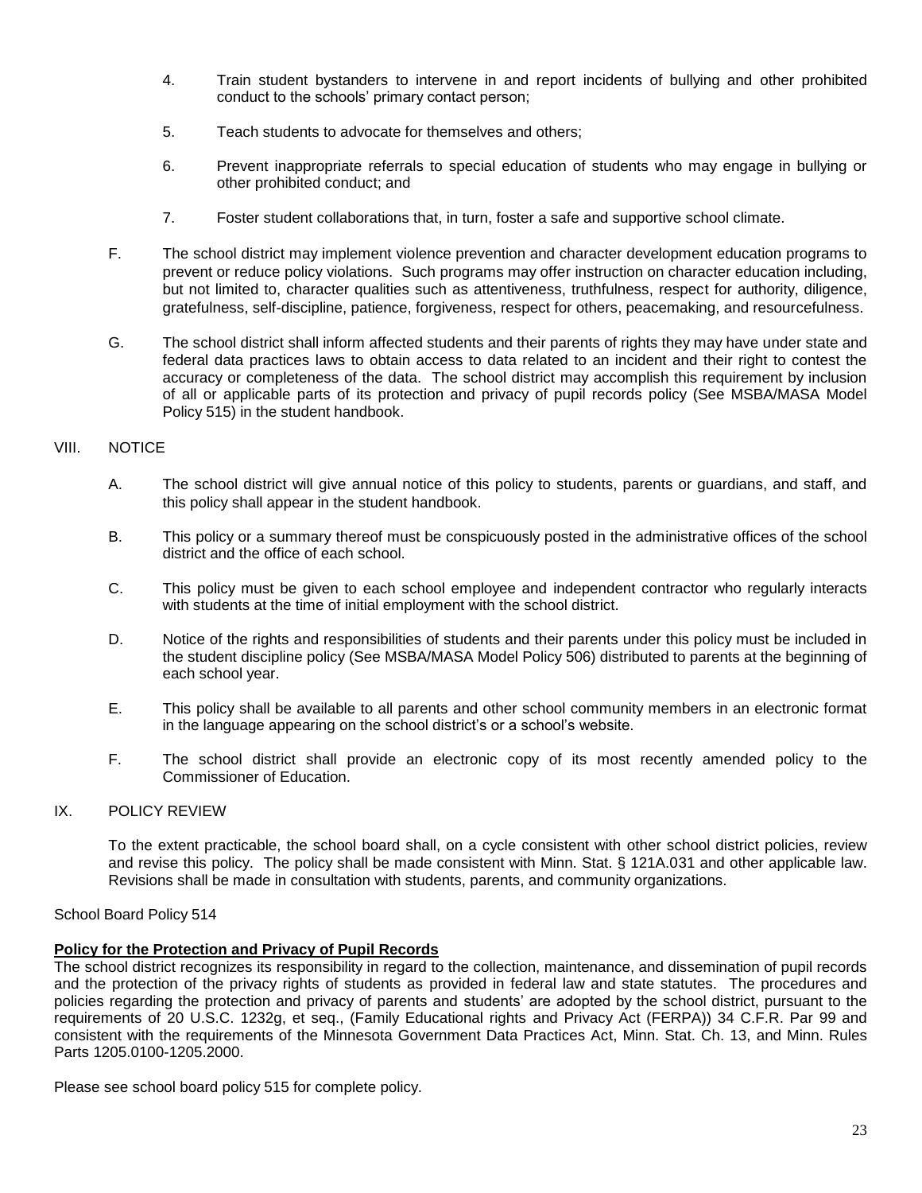4. Train student bystanders to intervene in and report incidents of bullying and other prohibited conduct to the schools' primary contact person;

5. Teach students to advocate for themselves and others;

6. Prevent inappropriate referrals to special education of students who may engage in bullying or other prohibited conduct; and

7. Foster student collaborations that, in turn, foster a safe and supportive school climate.

F. The school district may implement violence prevention and character development education programs to prevent or reduce policy violations. Such programs may offer instruction on character education including, but not limited to, character qualities such as attentiveness, truthfulness, respect for authority, diligence, gratefulness, self-discipline, patience, forgiveness, respect for others, peacemaking, and resourcefulness.

G. The school district shall inform affected students and their parents of rights they may have under state and federal data practices laws to obtain access to data related to an incident and their right to contest the accuracy or completeness of the data. The school district may accomplish this requirement by inclusion of all or applicable parts of its protection and privacy of pupil records policy (See MSBA/MASA Model Policy 515) in the student handbook.

VIII. NOTICE

A. The school district will give annual notice of this policy to students, parents or guardians, and staff, and this policy shall appear in the student handbook.

B. This policy or a summary thereof must be conspicuously posted in the administrative offices of the school district and the office of each school.

C. This policy must be given to each school employee and independent contractor who regularly interacts with students at the time of initial employment with the school district.

D. Notice of the rights and responsibilities of students and their parents under this policy must be included in the student discipline policy (See MSBA/MASA Model Policy 506) distributed to parents at the beginning of each school year.

E. This policy shall be available to all parents and other school community members in an electronic format in the language appearing on the school district's or a school's website.

F. The school district shall provide an electronic copy of its most recently amended policy to the Commissioner of Education.

IX. POLICY REVIEW

To the extent practicable, the school board shall, on a cycle consistent with other school district policies, review and revise this policy. The policy shall be made consistent with Minn. Stat. § 121A.031 and other applicable law. Revisions shall be made in consultation with students, parents, and community organizations.

School Board Policy 514

**Policy for the Protection and Privacy of Pupil Records**

The school district recognizes its responsibility in regard to the collection, maintenance, and dissemination of pupil records and the protection of the privacy rights of students as provided in federal law and state statutes. The procedures and policies regarding the protection and privacy of parents and students' are adopted by the school district, pursuant to the requirements of 20 U.S.C. 1232g, et seq., (Family Educational rights and Privacy Act (FERPA)) 34 C.F.R. Par 99 and consistent with the requirements of the Minnesota Government Data Practices Act, Minn. Stat. Ch. 13, and Minn. Rules Parts 1205.0100-1205.2000.

Please see school board policy 515 for complete policy.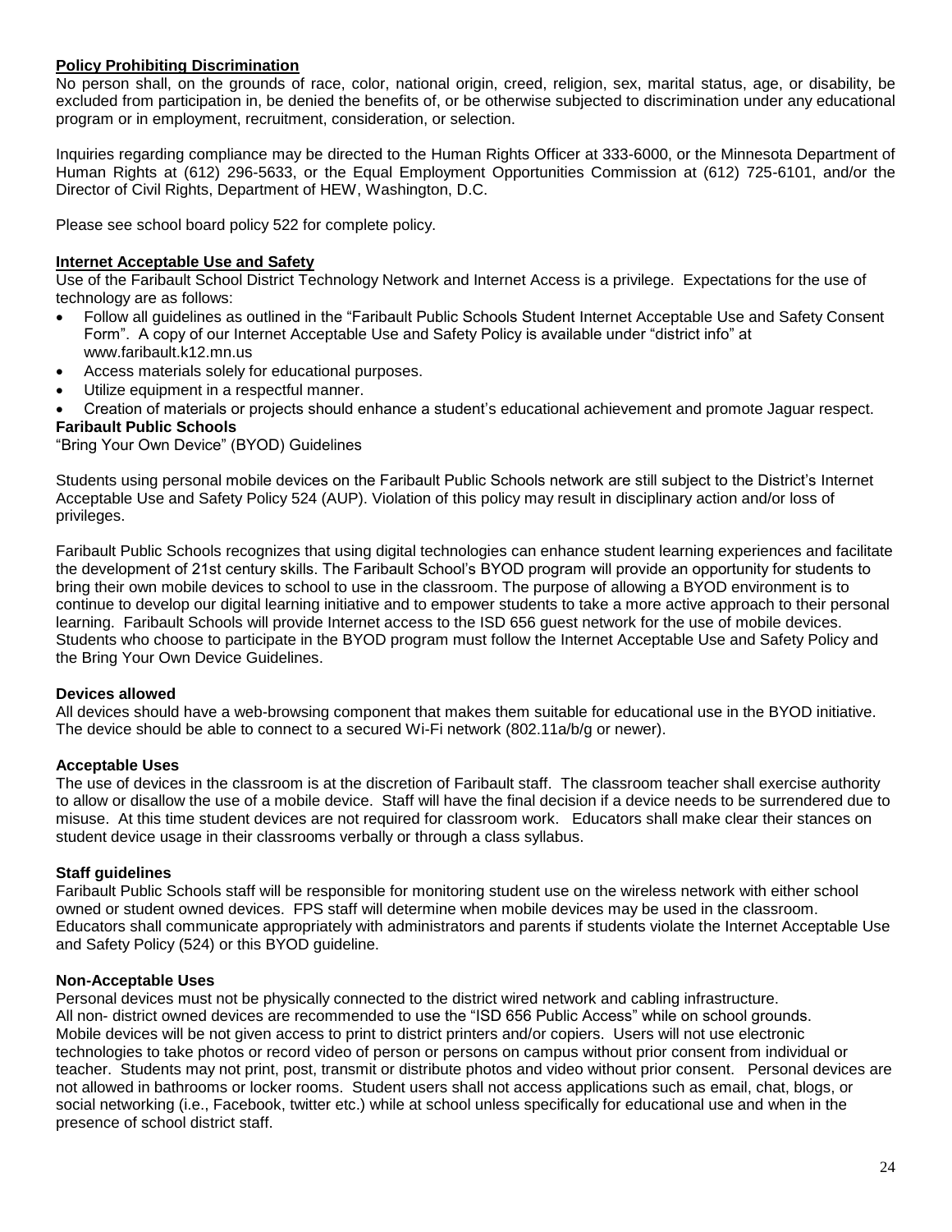**Policy Prohibiting Discrimination**

No person shall, on the grounds of race, color, national origin, creed, religion, sex, marital status, age, or disability, be excluded from participation in, be denied the benefits of, or be otherwise subjected to discrimination under any educational program or in employment, recruitment, consideration, or selection.

Inquiries regarding compliance may be directed to the Human Rights Officer at 333-6000, or the Minnesota Department of Human Rights at (612) 296-5633, or the Equal Employment Opportunities Commission at (612) 725-6101, and/or the Director of Civil Rights, Department of HEW, Washington, D.C.

Please see school board policy 522 for complete policy.

**Internet Acceptable Use and Safety**

Use of the Faribault School District Technology Network and Internet Access is a privilege. Expectations for the use of technology are as follows:

- Follow all guidelines as outlined in the "Faribault Public Schools Student Internet Acceptable Use and Safety Consent Form". A copy of our Internet Acceptable Use and Safety Policy is available under "district info" at www.faribault.k12.mn.us
- Access materials solely for educational purposes.
- Utilize equipment in a respectful manner.
- Creation of materials or projects should enhance a student's educational achievement and promote Jaguar respect.

**Faribault Public Schools**

"Bring Your Own Device" (BYOD) Guidelines

Students using personal mobile devices on the Faribault Public Schools network are still subject to the District's Internet Acceptable Use and Safety Policy 524 (AUP). Violation of this policy may result in disciplinary action and/or loss of privileges.

Faribault Public Schools recognizes that using digital technologies can enhance student learning experiences and facilitate the development of 21st century skills. The Faribault School's BYOD program will provide an opportunity for students to bring their own mobile devices to school to use in the classroom. The purpose of allowing a BYOD environment is to continue to develop our digital learning initiative and to empower students to take a more active approach to their personal learning. Faribault Schools will provide Internet access to the ISD 656 guest network for the use of mobile devices. Students who choose to participate in the BYOD program must follow the Internet Acceptable Use and Safety Policy and the Bring Your Own Device Guidelines.

**Devices allowed**

All devices should have a web-browsing component that makes them suitable for educational use in the BYOD initiative. The device should be able to connect to a secured Wi-Fi network (802.11a/b/g or newer).

**Acceptable Uses**

The use of devices in the classroom is at the discretion of Faribault staff. The classroom teacher shall exercise authority to allow or disallow the use of a mobile device. Staff will have the final decision if a device needs to be surrendered due to misuse. At this time student devices are not required for classroom work. Educators shall make clear their stances on student device usage in their classrooms verbally or through a class syllabus.

**Staff guidelines**

Faribault Public Schools staff will be responsible for monitoring student use on the wireless network with either school owned or student owned devices. FPS staff will determine when mobile devices may be used in the classroom. Educators shall communicate appropriately with administrators and parents if students violate the Internet Acceptable Use and Safety Policy (524) or this BYOD guideline.

**Non-Acceptable Uses**

Personal devices must not be physically connected to the district wired network and cabling infrastructure.
All non- district owned devices are recommended to use the "ISD 656 Public Access" while on school grounds.
Mobile devices will be not given access to print to district printers and/or copiers. Users will not use electronic technologies to take photos or record video of person or persons on campus without prior consent from individual or teacher. Students may not print, post, transmit or distribute photos and video without prior consent. Personal devices are not allowed in bathrooms or locker rooms. Student users shall not access applications such as email, chat, blogs, or social networking (i.e., Facebook, twitter etc.) while at school unless specifically for educational use and when in the presence of school district staff.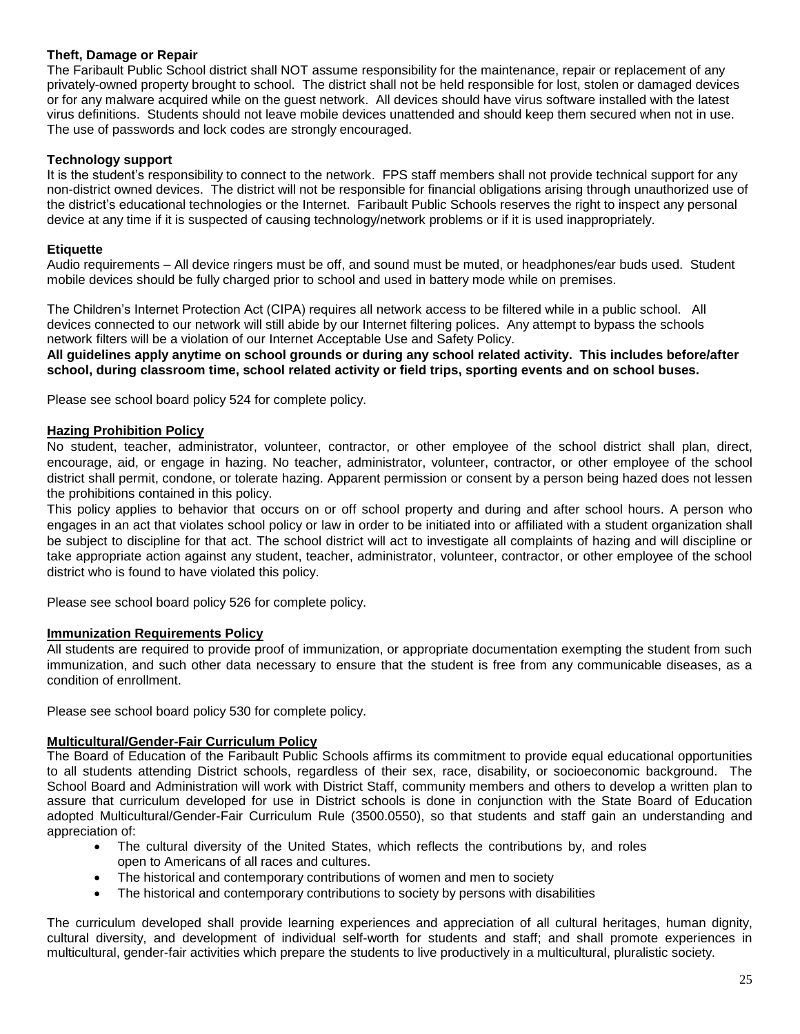**Theft, Damage or Repair**

The Faribault Public School district shall NOT assume responsibility for the maintenance, repair or replacement of any privately-owned property brought to school. The district shall not be held responsible for lost, stolen or damaged devices or for any malware acquired while on the guest network. All devices should have virus software installed with the latest virus definitions. Students should not leave mobile devices unattended and should keep them secured when not in use. The use of passwords and lock codes are strongly encouraged.

**Technology support**

It is the student's responsibility to connect to the network. FPS staff members shall not provide technical support for any non-district owned devices. The district will not be responsible for financial obligations arising through unauthorized use of the district's educational technologies or the Internet. Faribault Public Schools reserves the right to inspect any personal device at any time if it is suspected of causing technology/network problems or if it is used inappropriately.

**Etiquette**

Audio requirements – All device ringers must be off, and sound must be muted, or headphones/ear buds used. Student mobile devices should be fully charged prior to school and used in battery mode while on premises.

The Children's Internet Protection Act (CIPA) requires all network access to be filtered while in a public school. All devices connected to our network will still abide by our Internet filtering polices. Any attempt to bypass the schools network filters will be a violation of our Internet Acceptable Use and Safety Policy.

**All guidelines apply anytime on school grounds or during any school related activity. This includes before/after school, during classroom time, school related activity or field trips, sporting events and on school buses.**

Please see school board policy 524 for complete policy.

**Hazing Prohibition Policy**

No student, teacher, administrator, volunteer, contractor, or other employee of the school district shall plan, direct, encourage, aid, or engage in hazing. No teacher, administrator, volunteer, contractor, or other employee of the school district shall permit, condone, or tolerate hazing. Apparent permission or consent by a person being hazed does not lessen the prohibitions contained in this policy.

This policy applies to behavior that occurs on or off school property and during and after school hours. A person who engages in an act that violates school policy or law in order to be initiated into or affiliated with a student organization shall be subject to discipline for that act. The school district will act to investigate all complaints of hazing and will discipline or take appropriate action against any student, teacher, administrator, volunteer, contractor, or other employee of the school district who is found to have violated this policy.

Please see school board policy 526 for complete policy.

**Immunization Requirements Policy**

All students are required to provide proof of immunization, or appropriate documentation exempting the student from such immunization, and such other data necessary to ensure that the student is free from any communicable diseases, as a condition of enrollment.

Please see school board policy 530 for complete policy.

**Multicultural/Gender-Fair Curriculum Policy**

The Board of Education of the Faribault Public Schools affirms its commitment to provide equal educational opportunities to all students attending District schools, regardless of their sex, race, disability, or socioeconomic background. The School Board and Administration will work with District Staff, community members and others to develop a written plan to assure that curriculum developed for use in District schools is done in conjunction with the State Board of Education adopted Multicultural/Gender-Fair Curriculum Rule (3500.0550), so that students and staff gain an understanding and appreciation of:

- The cultural diversity of the United States, which reflects the contributions by, and roles open to Americans of all races and cultures.
- The historical and contemporary contributions of women and men to society
- The historical and contemporary contributions to society by persons with disabilities

The curriculum developed shall provide learning experiences and appreciation of all cultural heritages, human dignity, cultural diversity, and development of individual self-worth for students and staff; and shall promote experiences in multicultural, gender-fair activities which prepare the students to live productively in a multicultural, pluralistic society.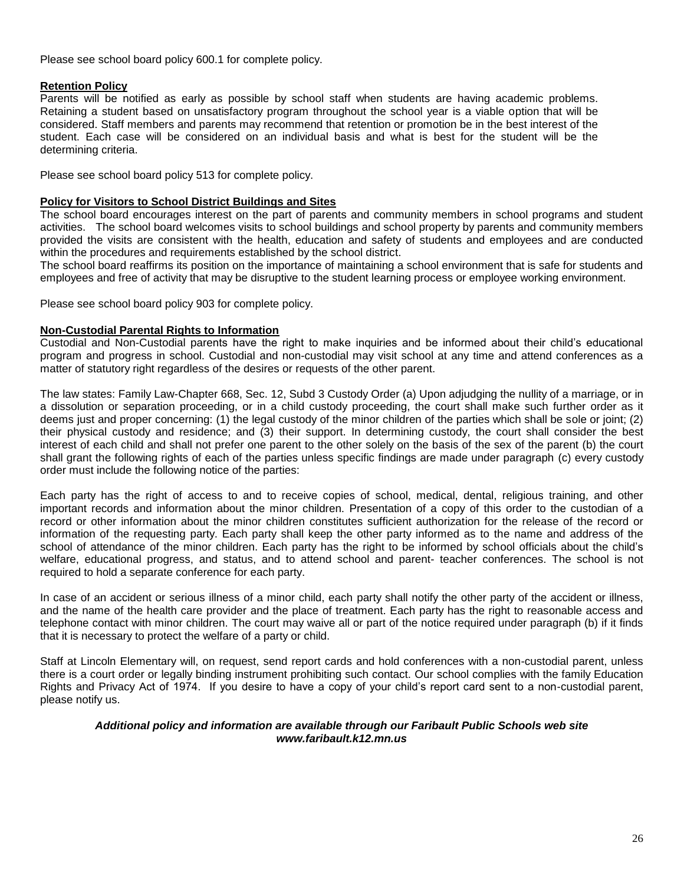Please see school board policy 600.1 for complete policy.

**Retention Policy**

Parents will be notified as early as possible by school staff when students are having academic problems. Retaining a student based on unsatisfactory program throughout the school year is a viable option that will be considered. Staff members and parents may recommend that retention or promotion be in the best interest of the student. Each case will be considered on an individual basis and what is best for the student will be the determining criteria.

Please see school board policy 513 for complete policy.

**Policy for Visitors to School District Buildings and Sites**

The school board encourages interest on the part of parents and community members in school programs and student activities. The school board welcomes visits to school buildings and school property by parents and community members provided the visits are consistent with the health, education and safety of students and employees and are conducted within the procedures and requirements established by the school district.

The school board reaffirms its position on the importance of maintaining a school environment that is safe for students and employees and free of activity that may be disruptive to the student learning process or employee working environment.

Please see school board policy 903 for complete policy.

**Non-Custodial Parental Rights to Information**

Custodial and Non-Custodial parents have the right to make inquiries and be informed about their child's educational program and progress in school. Custodial and non-custodial may visit school at any time and attend conferences as a matter of statutory right regardless of the desires or requests of the other parent.

The law states: Family Law-Chapter 668, Sec. 12, Subd 3 Custody Order (a) Upon adjudging the nullity of a marriage, or in a dissolution or separation proceeding, or in a child custody proceeding, the court shall make such further order as it deems just and proper concerning: (1) the legal custody of the minor children of the parties which shall be sole or joint; (2) their physical custody and residence; and (3) their support. In determining custody, the court shall consider the best interest of each child and shall not prefer one parent to the other solely on the basis of the sex of the parent (b) the court shall grant the following rights of each of the parties unless specific findings are made under paragraph (c) every custody order must include the following notice of the parties:

Each party has the right of access to and to receive copies of school, medical, dental, religious training, and other important records and information about the minor children. Presentation of a copy of this order to the custodian of a record or other information about the minor children constitutes sufficient authorization for the release of the record or information of the requesting party. Each party shall keep the other party informed as to the name and address of the school of attendance of the minor children. Each party has the right to be informed by school officials about the child's welfare, educational progress, and status, and to attend school and parent- teacher conferences. The school is not required to hold a separate conference for each party.

In case of an accident or serious illness of a minor child, each party shall notify the other party of the accident or illness, and the name of the health care provider and the place of treatment. Each party has the right to reasonable access and telephone contact with minor children. The court may waive all or part of the notice required under paragraph (b) if it finds that it is necessary to protect the welfare of a party or child.

Staff at Lincoln Elementary will, on request, send report cards and hold conferences with a non-custodial parent, unless there is a court order or legally binding instrument prohibiting such contact. Our school complies with the family Education Rights and Privacy Act of 1974. If you desire to have a copy of your child's report card sent to a non-custodial parent, please notify us.

***Additional policy and information are available through our Faribault Public Schools web site www.faribault.k12.mn.us***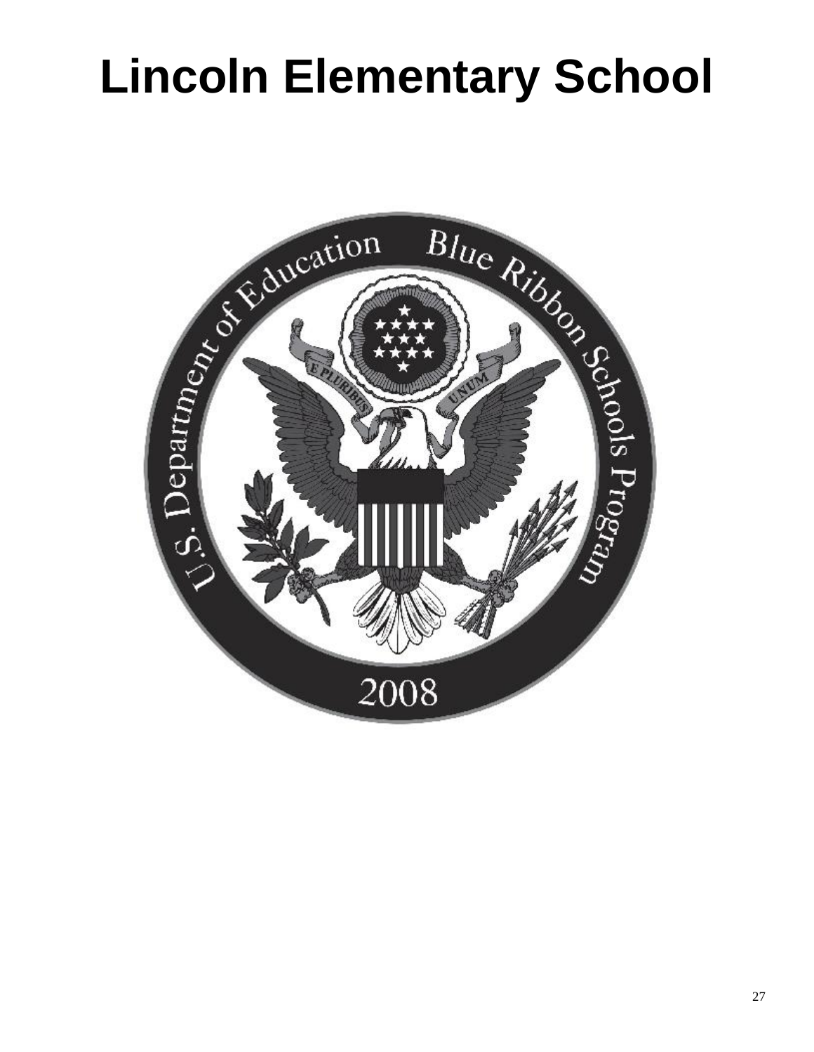# Lincoln Elementary School

U.S. Department of Education Blue Ribbon Schools Program

E PLURIBUS UNUM

2008